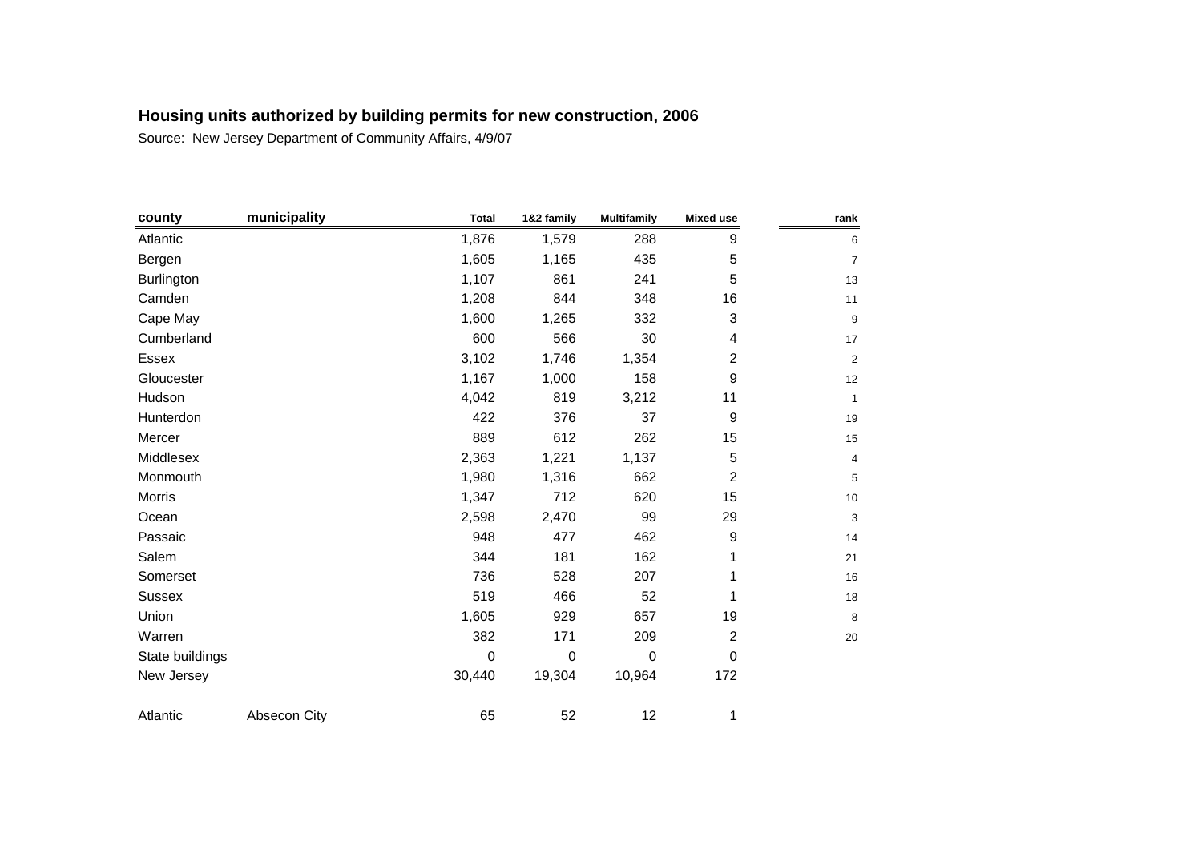## Housing units authorized by building permits for new construction, 2006

Source: New Jersey Department of Community Affairs, 4/9/07

| county | municipality | Total | 1&2 family | Multifamily | Mixed use | rank |
|---|---|---|---|---|---|---|
| Atlantic | | 1,876 | 1,579 | 288 | 9 | 6 |
| Bergen | | 1,605 | 1,165 | 435 | 5 | 7 |
| Burlington | | 1,107 | 861 | 241 | 5 | 13 |
| Camden | | 1,208 | 844 | 348 | 16 | 11 |
| Cape May | | 1,600 | 1,265 | 332 | 3 | 9 |
| Cumberland | | 600 | 566 | 30 | 4 | 17 |
| Essex | | 3,102 | 1,746 | 1,354 | 2 | 2 |
| Gloucester | | 1,167 | 1,000 | 158 | 9 | 12 |
| Hudson | | 4,042 | 819 | 3,212 | 11 | 1 |
| Hunterdon | | 422 | 376 | 37 | 9 | 19 |
| Mercer | | 889 | 612 | 262 | 15 | 15 |
| Middlesex | | 2,363 | 1,221 | 1,137 | 5 | 4 |
| Monmouth | | 1,980 | 1,316 | 662 | 2 | 5 |
| Morris | | 1,347 | 712 | 620 | 15 | 10 |
| Ocean | | 2,598 | 2,470 | 99 | 29 | 3 |
| Passaic | | 948 | 477 | 462 | 9 | 14 |
| Salem | | 344 | 181 | 162 | 1 | 21 |
| Somerset | | 736 | 528 | 207 | 1 | 16 |
| Sussex | | 519 | 466 | 52 | 1 | 18 |
| Union | | 1,605 | 929 | 657 | 19 | 8 |
| Warren | | 382 | 171 | 209 | 2 | 20 |
| State buildings | | 0 | 0 | 0 | 0 | |
| New Jersey | | 30,440 | 19,304 | 10,964 | 172 | |
| Atlantic | Absecon City | 65 | 52 | 12 | 1 | |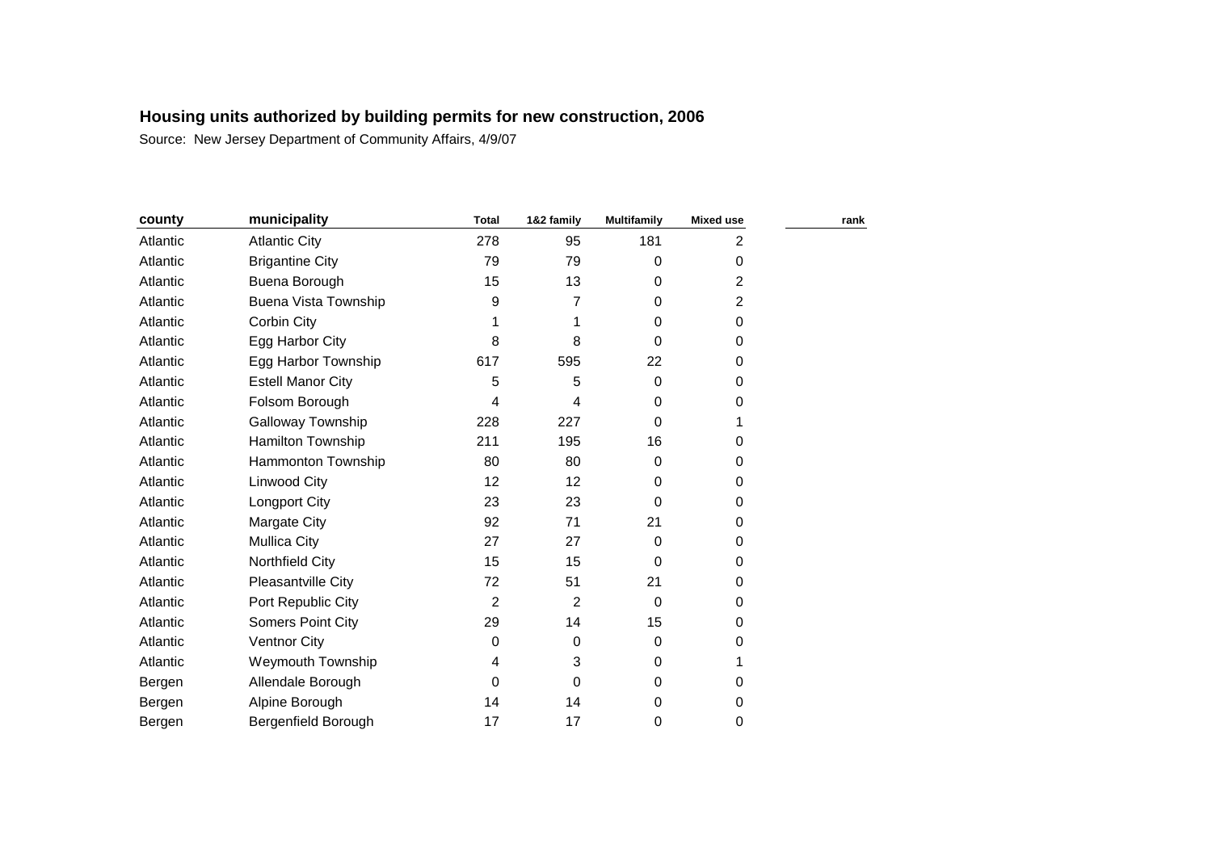**Housing units authorized by building permits for new construction, 2006**

Source: New Jersey Department of Community Affairs, 4/9/07

| county | municipality | Total | 1&2 family | Multifamily | Mixed use | rank |
|---|---|---|---|---|---|---|
| Atlantic | Atlantic City | 278 | 95 | 181 | 2 | |
| Atlantic | Brigantine City | 79 | 79 | 0 | 0 | |
| Atlantic | Buena Borough | 15 | 13 | 0 | 2 | |
| Atlantic | Buena Vista Township | 9 | 7 | 0 | 2 | |
| Atlantic | Corbin City | 1 | 1 | 0 | 0 | |
| Atlantic | Egg Harbor City | 8 | 8 | 0 | 0 | |
| Atlantic | Egg Harbor Township | 617 | 595 | 22 | 0 | |
| Atlantic | Estell Manor City | 5 | 5 | 0 | 0 | |
| Atlantic | Folsom Borough | 4 | 4 | 0 | 0 | |
| Atlantic | Galloway Township | 228 | 227 | 0 | 1 | |
| Atlantic | Hamilton Township | 211 | 195 | 16 | 0 | |
| Atlantic | Hammonton Township | 80 | 80 | 0 | 0 | |
| Atlantic | Linwood City | 12 | 12 | 0 | 0 | |
| Atlantic | Longport City | 23 | 23 | 0 | 0 | |
| Atlantic | Margate City | 92 | 71 | 21 | 0 | |
| Atlantic | Mullica City | 27 | 27 | 0 | 0 | |
| Atlantic | Northfield City | 15 | 15 | 0 | 0 | |
| Atlantic | Pleasantville City | 72 | 51 | 21 | 0 | |
| Atlantic | Port Republic City | 2 | 2 | 0 | 0 | |
| Atlantic | Somers Point City | 29 | 14 | 15 | 0 | |
| Atlantic | Ventnor City | 0 | 0 | 0 | 0 | |
| Atlantic | Weymouth Township | 4 | 3 | 0 | 1 | |
| Bergen | Allendale Borough | 0 | 0 | 0 | 0 | |
| Bergen | Alpine Borough | 14 | 14 | 0 | 0 | |
| Bergen | Bergenfield Borough | 17 | 17 | 0 | 0 | |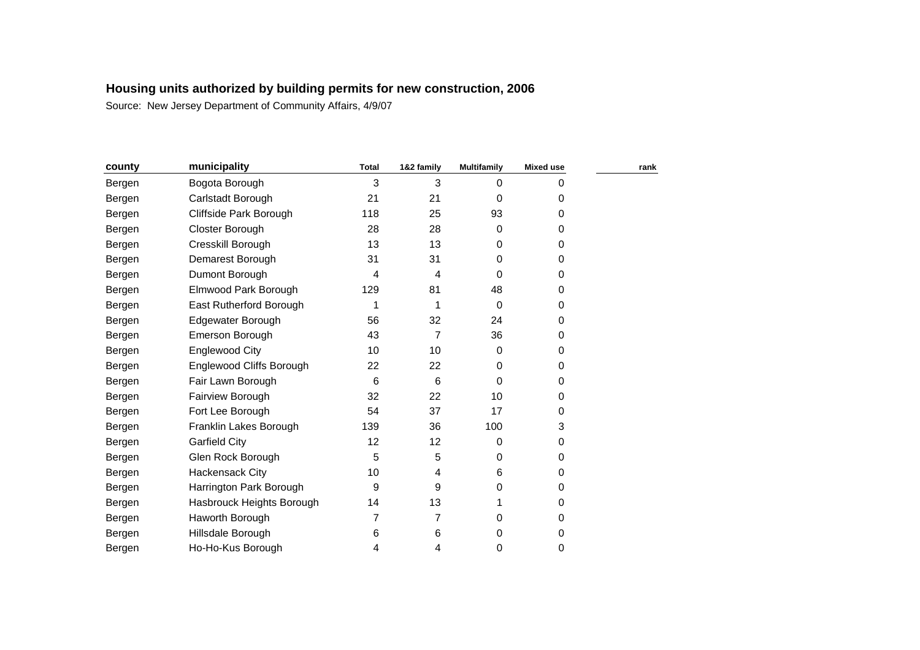**Housing units authorized by building permits for new construction, 2006**

Source: New Jersey Department of Community Affairs, 4/9/07

| county | municipality | Total | 1&2 family | Multifamily | Mixed use | rank |
|---|---|---|---|---|---|---|
| Bergen | Bogota Borough | 3 | 3 | 0 | 0 | |
| Bergen | Carlstadt Borough | 21 | 21 | 0 | 0 | |
| Bergen | Cliffside Park Borough | 118 | 25 | 93 | 0 | |
| Bergen | Closter Borough | 28 | 28 | 0 | 0 | |
| Bergen | Cresskill Borough | 13 | 13 | 0 | 0 | |
| Bergen | Demarest Borough | 31 | 31 | 0 | 0 | |
| Bergen | Dumont Borough | 4 | 4 | 0 | 0 | |
| Bergen | Elmwood Park Borough | 129 | 81 | 48 | 0 | |
| Bergen | East Rutherford Borough | 1 | 1 | 0 | 0 | |
| Bergen | Edgewater Borough | 56 | 32 | 24 | 0 | |
| Bergen | Emerson Borough | 43 | 7 | 36 | 0 | |
| Bergen | Englewood City | 10 | 10 | 0 | 0 | |
| Bergen | Englewood Cliffs Borough | 22 | 22 | 0 | 0 | |
| Bergen | Fair Lawn Borough | 6 | 6 | 0 | 0 | |
| Bergen | Fairview Borough | 32 | 22 | 10 | 0 | |
| Bergen | Fort Lee Borough | 54 | 37 | 17 | 0 | |
| Bergen | Franklin Lakes Borough | 139 | 36 | 100 | 3 | |
| Bergen | Garfield City | 12 | 12 | 0 | 0 | |
| Bergen | Glen Rock Borough | 5 | 5 | 0 | 0 | |
| Bergen | Hackensack City | 10 | 4 | 6 | 0 | |
| Bergen | Harrington Park Borough | 9 | 9 | 0 | 0 | |
| Bergen | Hasbrouck Heights Borough | 14 | 13 | 1 | 0 | |
| Bergen | Haworth Borough | 7 | 7 | 0 | 0 | |
| Bergen | Hillsdale Borough | 6 | 6 | 0 | 0 | |
| Bergen | Ho-Ho-Kus Borough | 4 | 4 | 0 | 0 | |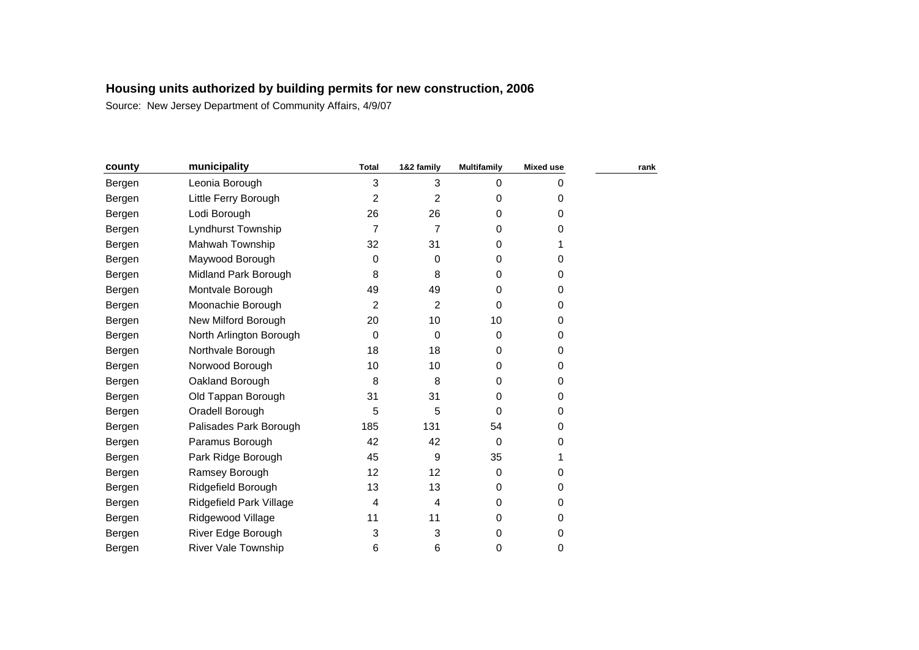**Housing units authorized by building permits for new construction, 2006**

Source: New Jersey Department of Community Affairs, 4/9/07

| county | municipality | Total | 1&2 family | Multifamily | Mixed use | rank |
|---|---|---|---|---|---|---|
| Bergen | Leonia Borough | 3 | 3 | 0 | 0 | |
| Bergen | Little Ferry Borough | 2 | 2 | 0 | 0 | |
| Bergen | Lodi Borough | 26 | 26 | 0 | 0 | |
| Bergen | Lyndhurst Township | 7 | 7 | 0 | 0 | |
| Bergen | Mahwah Township | 32 | 31 | 0 | 1 | |
| Bergen | Maywood Borough | 0 | 0 | 0 | 0 | |
| Bergen | Midland Park Borough | 8 | 8 | 0 | 0 | |
| Bergen | Montvale Borough | 49 | 49 | 0 | 0 | |
| Bergen | Moonachie Borough | 2 | 2 | 0 | 0 | |
| Bergen | New Milford Borough | 20 | 10 | 10 | 0 | |
| Bergen | North Arlington Borough | 0 | 0 | 0 | 0 | |
| Bergen | Northvale Borough | 18 | 18 | 0 | 0 | |
| Bergen | Norwood Borough | 10 | 10 | 0 | 0 | |
| Bergen | Oakland Borough | 8 | 8 | 0 | 0 | |
| Bergen | Old Tappan Borough | 31 | 31 | 0 | 0 | |
| Bergen | Oradell Borough | 5 | 5 | 0 | 0 | |
| Bergen | Palisades Park Borough | 185 | 131 | 54 | 0 | |
| Bergen | Paramus Borough | 42 | 42 | 0 | 0 | |
| Bergen | Park Ridge Borough | 45 | 9 | 35 | 1 | |
| Bergen | Ramsey Borough | 12 | 12 | 0 | 0 | |
| Bergen | Ridgefield Borough | 13 | 13 | 0 | 0 | |
| Bergen | Ridgefield Park Village | 4 | 4 | 0 | 0 | |
| Bergen | Ridgewood Village | 11 | 11 | 0 | 0 | |
| Bergen | River Edge Borough | 3 | 3 | 0 | 0 | |
| Bergen | River Vale Township | 6 | 6 | 0 | 0 | |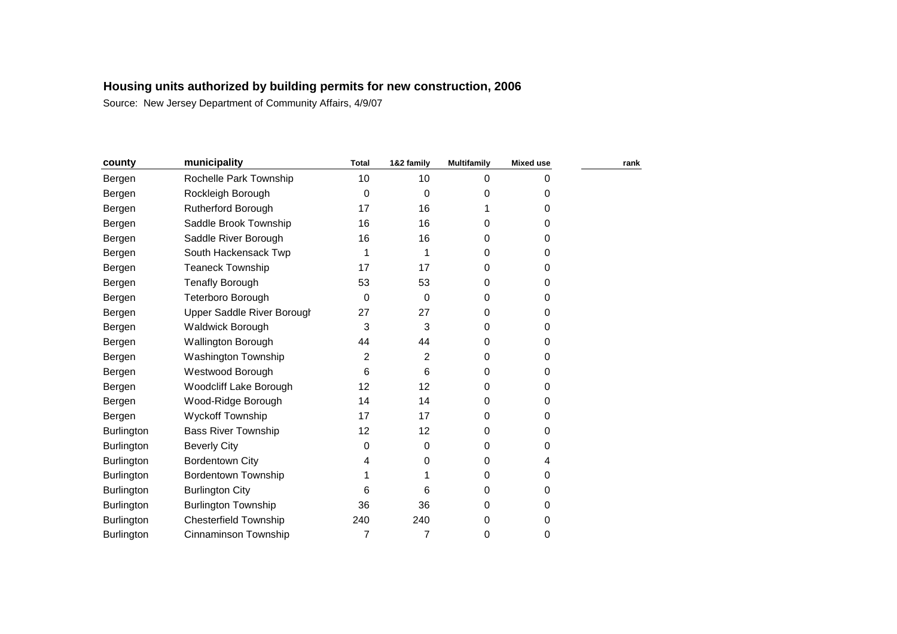## Housing units authorized by building permits for new construction, 2006

Source: New Jersey Department of Community Affairs, 4/9/07

| county | municipality | Total | 1&2 family | Multifamily | Mixed use | rank |
|---|---|---|---|---|---|---|
| Bergen | Rochelle Park Township | 10 | 10 | 0 | 0 | |
| Bergen | Rockleigh Borough | 0 | 0 | 0 | 0 | |
| Bergen | Rutherford Borough | 17 | 16 | 1 | 0 | |
| Bergen | Saddle Brook Township | 16 | 16 | 0 | 0 | |
| Bergen | Saddle River Borough | 16 | 16 | 0 | 0 | |
| Bergen | South Hackensack Twp | 1 | 1 | 0 | 0 | |
| Bergen | Teaneck Township | 17 | 17 | 0 | 0 | |
| Bergen | Tenafly Borough | 53 | 53 | 0 | 0 | |
| Bergen | Teterboro Borough | 0 | 0 | 0 | 0 | |
| Bergen | Upper Saddle River Borough | 27 | 27 | 0 | 0 | |
| Bergen | Waldwick Borough | 3 | 3 | 0 | 0 | |
| Bergen | Wallington Borough | 44 | 44 | 0 | 0 | |
| Bergen | Washington Township | 2 | 2 | 0 | 0 | |
| Bergen | Westwood Borough | 6 | 6 | 0 | 0 | |
| Bergen | Woodcliff Lake Borough | 12 | 12 | 0 | 0 | |
| Bergen | Wood-Ridge Borough | 14 | 14 | 0 | 0 | |
| Bergen | Wyckoff Township | 17 | 17 | 0 | 0 | |
| Burlington | Bass River Township | 12 | 12 | 0 | 0 | |
| Burlington | Beverly City | 0 | 0 | 0 | 0 | |
| Burlington | Bordentown City | 4 | 0 | 0 | 4 | |
| Burlington | Bordentown Township | 1 | 1 | 0 | 0 | |
| Burlington | Burlington City | 6 | 6 | 0 | 0 | |
| Burlington | Burlington Township | 36 | 36 | 0 | 0 | |
| Burlington | Chesterfield Township | 240 | 240 | 0 | 0 | |
| Burlington | Cinnaminson Township | 7 | 7 | 0 | 0 | |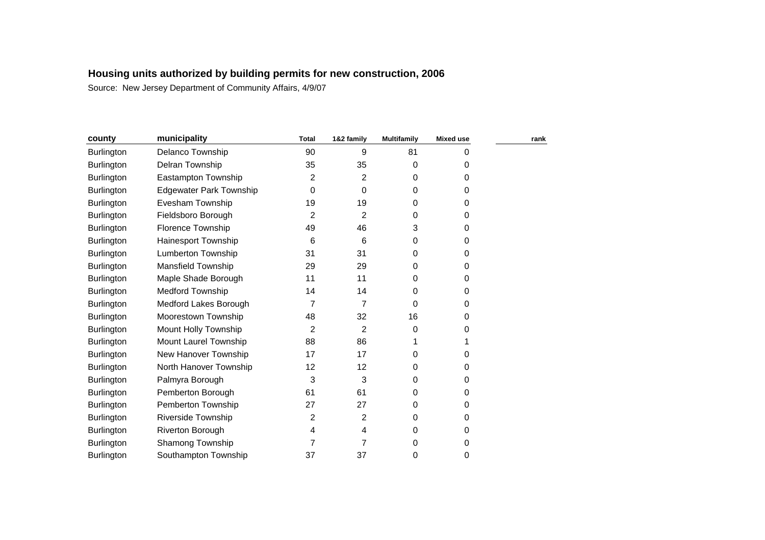## Housing units authorized by building permits for new construction, 2006

Source: New Jersey Department of Community Affairs, 4/9/07

| county | municipality | Total | 1&2 family | Multifamily | Mixed use | rank |
|---|---|---|---|---|---|---|
| Burlington | Delanco Township | 90 | 9 | 81 | 0 | |
| Burlington | Delran Township | 35 | 35 | 0 | 0 | |
| Burlington | Eastampton Township | 2 | 2 | 0 | 0 | |
| Burlington | Edgewater Park Township | 0 | 0 | 0 | 0 | |
| Burlington | Evesham Township | 19 | 19 | 0 | 0 | |
| Burlington | Fieldsboro Borough | 2 | 2 | 0 | 0 | |
| Burlington | Florence Township | 49 | 46 | 3 | 0 | |
| Burlington | Hainesport Township | 6 | 6 | 0 | 0 | |
| Burlington | Lumberton Township | 31 | 31 | 0 | 0 | |
| Burlington | Mansfield Township | 29 | 29 | 0 | 0 | |
| Burlington | Maple Shade Borough | 11 | 11 | 0 | 0 | |
| Burlington | Medford Township | 14 | 14 | 0 | 0 | |
| Burlington | Medford Lakes Borough | 7 | 7 | 0 | 0 | |
| Burlington | Moorestown Township | 48 | 32 | 16 | 0 | |
| Burlington | Mount Holly Township | 2 | 2 | 0 | 0 | |
| Burlington | Mount Laurel Township | 88 | 86 | 1 | 1 | |
| Burlington | New Hanover Township | 17 | 17 | 0 | 0 | |
| Burlington | North Hanover Township | 12 | 12 | 0 | 0 | |
| Burlington | Palmyra Borough | 3 | 3 | 0 | 0 | |
| Burlington | Pemberton Borough | 61 | 61 | 0 | 0 | |
| Burlington | Pemberton Township | 27 | 27 | 0 | 0 | |
| Burlington | Riverside Township | 2 | 2 | 0 | 0 | |
| Burlington | Riverton Borough | 4 | 4 | 0 | 0 | |
| Burlington | Shamong Township | 7 | 7 | 0 | 0 | |
| Burlington | Southampton Township | 37 | 37 | 0 | 0 | |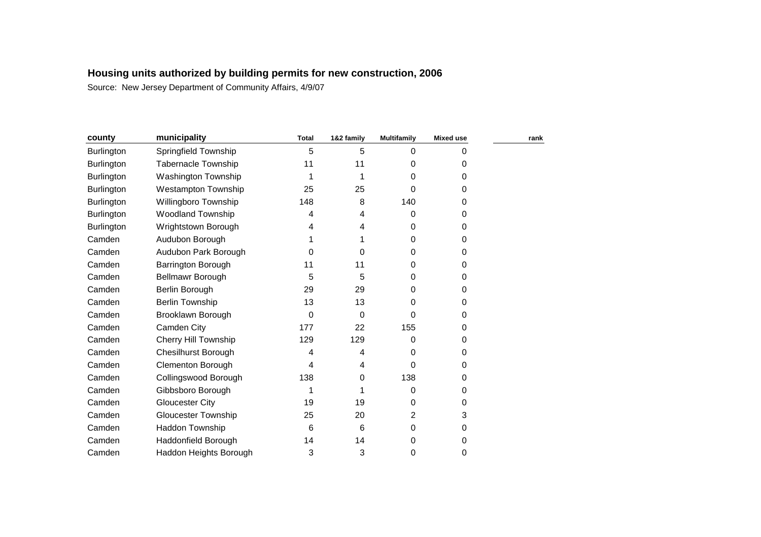## Housing units authorized by building permits for new construction, 2006

Source: New Jersey Department of Community Affairs, 4/9/07

| county | municipality | Total | 1&2 family | Multifamily | Mixed use | rank |
|---|---|---|---|---|---|---|
| Burlington | Springfield Township | 5 | 5 | 0 | 0 | |
| Burlington | Tabernacle Township | 11 | 11 | 0 | 0 | |
| Burlington | Washington Township | 1 | 1 | 0 | 0 | |
| Burlington | Westampton Township | 25 | 25 | 0 | 0 | |
| Burlington | Willingboro Township | 148 | 8 | 140 | 0 | |
| Burlington | Woodland Township | 4 | 4 | 0 | 0 | |
| Burlington | Wrightstown Borough | 4 | 4 | 0 | 0 | |
| Camden | Audubon Borough | 1 | 1 | 0 | 0 | |
| Camden | Audubon Park Borough | 0 | 0 | 0 | 0 | |
| Camden | Barrington Borough | 11 | 11 | 0 | 0 | |
| Camden | Bellmawr Borough | 5 | 5 | 0 | 0 | |
| Camden | Berlin Borough | 29 | 29 | 0 | 0 | |
| Camden | Berlin Township | 13 | 13 | 0 | 0 | |
| Camden | Brooklawn Borough | 0 | 0 | 0 | 0 | |
| Camden | Camden City | 177 | 22 | 155 | 0 | |
| Camden | Cherry Hill Township | 129 | 129 | 0 | 0 | |
| Camden | Chesilhurst Borough | 4 | 4 | 0 | 0 | |
| Camden | Clementon Borough | 4 | 4 | 0 | 0 | |
| Camden | Collingswood Borough | 138 | 0 | 138 | 0 | |
| Camden | Gibbsboro Borough | 1 | 1 | 0 | 0 | |
| Camden | Gloucester City | 19 | 19 | 0 | 0 | |
| Camden | Gloucester Township | 25 | 20 | 2 | 3 | |
| Camden | Haddon Township | 6 | 6 | 0 | 0 | |
| Camden | Haddonfield Borough | 14 | 14 | 0 | 0 | |
| Camden | Haddon Heights Borough | 3 | 3 | 0 | 0 | |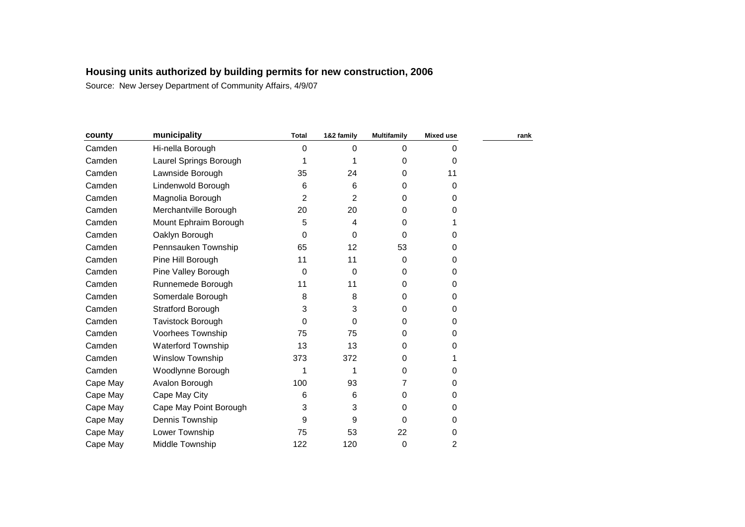**Housing units authorized by building permits for new construction, 2006**

Source: New Jersey Department of Community Affairs, 4/9/07

| county | municipality | Total | 1&2 family | Multifamily | Mixed use | rank |
|---|---|---|---|---|---|---|
| Camden | Hi-nella Borough | 0 | 0 | 0 | 0 | |
| Camden | Laurel Springs Borough | 1 | 1 | 0 | 0 | |
| Camden | Lawnside Borough | 35 | 24 | 0 | 11 | |
| Camden | Lindenwold Borough | 6 | 6 | 0 | 0 | |
| Camden | Magnolia Borough | 2 | 2 | 0 | 0 | |
| Camden | Merchantville Borough | 20 | 20 | 0 | 0 | |
| Camden | Mount Ephraim Borough | 5 | 4 | 0 | 1 | |
| Camden | Oaklyn Borough | 0 | 0 | 0 | 0 | |
| Camden | Pennsauken Township | 65 | 12 | 53 | 0 | |
| Camden | Pine Hill Borough | 11 | 11 | 0 | 0 | |
| Camden | Pine Valley Borough | 0 | 0 | 0 | 0 | |
| Camden | Runnemede Borough | 11 | 11 | 0 | 0 | |
| Camden | Somerdale Borough | 8 | 8 | 0 | 0 | |
| Camden | Stratford Borough | 3 | 3 | 0 | 0 | |
| Camden | Tavistock Borough | 0 | 0 | 0 | 0 | |
| Camden | Voorhees Township | 75 | 75 | 0 | 0 | |
| Camden | Waterford Township | 13 | 13 | 0 | 0 | |
| Camden | Winslow Township | 373 | 372 | 0 | 1 | |
| Camden | Woodlynne Borough | 1 | 1 | 0 | 0 | |
| Cape May | Avalon Borough | 100 | 93 | 7 | 0 | |
| Cape May | Cape May City | 6 | 6 | 0 | 0 | |
| Cape May | Cape May Point Borough | 3 | 3 | 0 | 0 | |
| Cape May | Dennis Township | 9 | 9 | 0 | 0 | |
| Cape May | Lower Township | 75 | 53 | 22 | 0 | |
| Cape May | Middle Township | 122 | 120 | 0 | 2 | |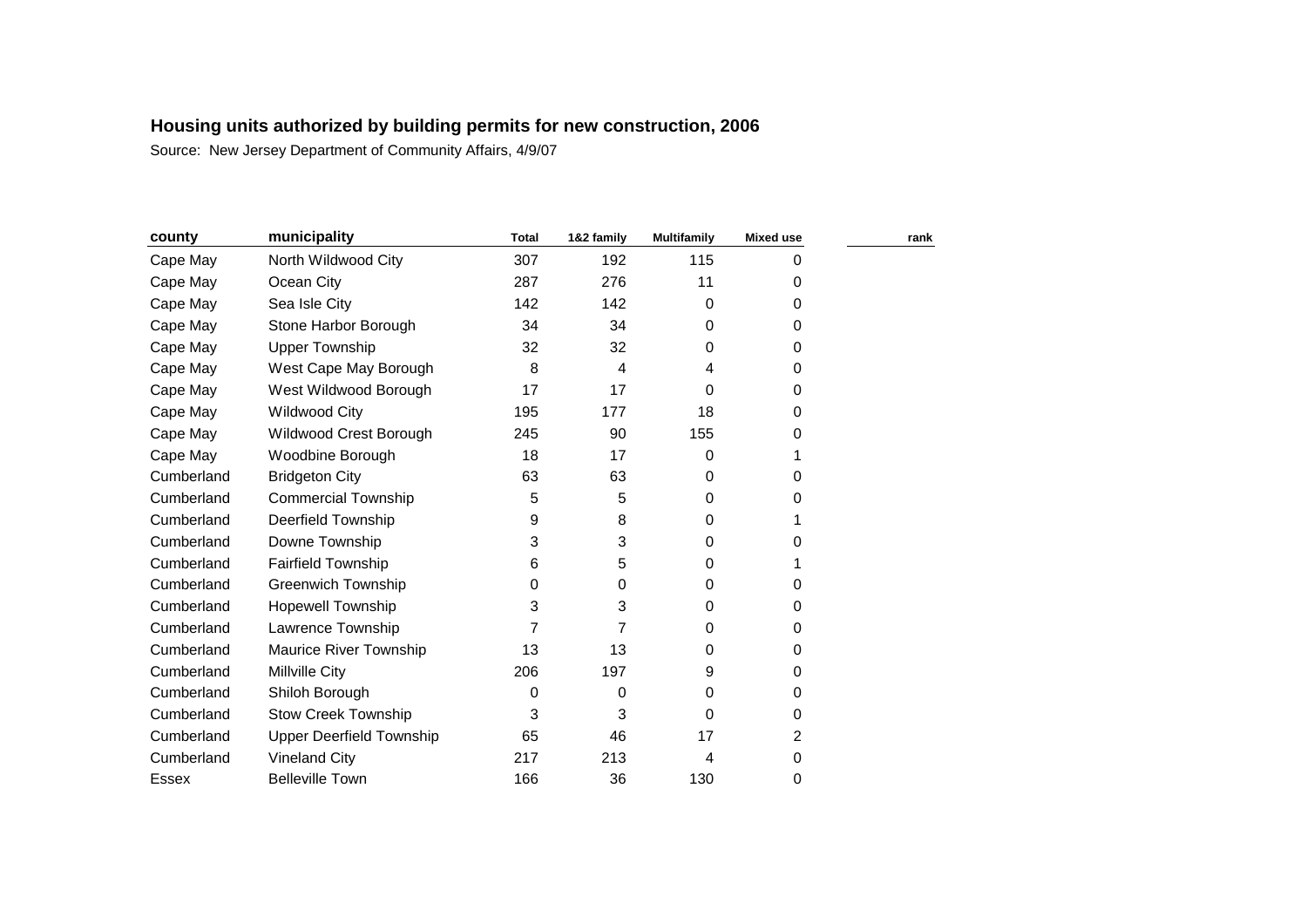## Housing units authorized by building permits for new construction, 2006

Source: New Jersey Department of Community Affairs, 4/9/07

| county | municipality | Total | 1&2 family | Multifamily | Mixed use | rank |
|---|---|---|---|---|---|---|
| Cape May | North Wildwood City | 307 | 192 | 115 | 0 | |
| Cape May | Ocean City | 287 | 276 | 11 | 0 | |
| Cape May | Sea Isle City | 142 | 142 | 0 | 0 | |
| Cape May | Stone Harbor Borough | 34 | 34 | 0 | 0 | |
| Cape May | Upper Township | 32 | 32 | 0 | 0 | |
| Cape May | West Cape May Borough | 8 | 4 | 4 | 0 | |
| Cape May | West Wildwood Borough | 17 | 17 | 0 | 0 | |
| Cape May | Wildwood City | 195 | 177 | 18 | 0 | |
| Cape May | Wildwood Crest Borough | 245 | 90 | 155 | 0 | |
| Cape May | Woodbine Borough | 18 | 17 | 0 | 1 | |
| Cumberland | Bridgeton City | 63 | 63 | 0 | 0 | |
| Cumberland | Commercial Township | 5 | 5 | 0 | 0 | |
| Cumberland | Deerfield Township | 9 | 8 | 0 | 1 | |
| Cumberland | Downe Township | 3 | 3 | 0 | 0 | |
| Cumberland | Fairfield Township | 6 | 5 | 0 | 1 | |
| Cumberland | Greenwich Township | 0 | 0 | 0 | 0 | |
| Cumberland | Hopewell Township | 3 | 3 | 0 | 0 | |
| Cumberland | Lawrence Township | 7 | 7 | 0 | 0 | |
| Cumberland | Maurice River Township | 13 | 13 | 0 | 0 | |
| Cumberland | Millville City | 206 | 197 | 9 | 0 | |
| Cumberland | Shiloh Borough | 0 | 0 | 0 | 0 | |
| Cumberland | Stow Creek Township | 3 | 3 | 0 | 0 | |
| Cumberland | Upper Deerfield Township | 65 | 46 | 17 | 2 | |
| Cumberland | Vineland City | 217 | 213 | 4 | 0 | |
| Essex | Belleville Town | 166 | 36 | 130 | 0 | |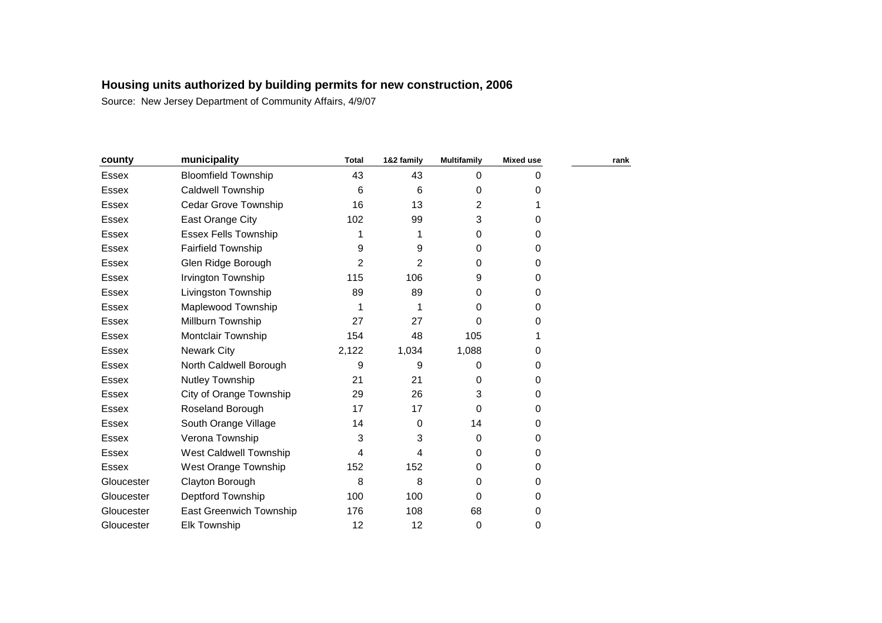**Housing units authorized by building permits for new construction, 2006**

Source: New Jersey Department of Community Affairs, 4/9/07

| county | municipality | Total | 1&2 family | Multifamily | Mixed use | rank |
|---|---|---|---|---|---|---|
| Essex | Bloomfield Township | 43 | 43 | 0 | 0 | |
| Essex | Caldwell Township | 6 | 6 | 0 | 0 | |
| Essex | Cedar Grove Township | 16 | 13 | 2 | 1 | |
| Essex | East Orange City | 102 | 99 | 3 | 0 | |
| Essex | Essex Fells Township | 1 | 1 | 0 | 0 | |
| Essex | Fairfield Township | 9 | 9 | 0 | 0 | |
| Essex | Glen Ridge Borough | 2 | 2 | 0 | 0 | |
| Essex | Irvington Township | 115 | 106 | 9 | 0 | |
| Essex | Livingston Township | 89 | 89 | 0 | 0 | |
| Essex | Maplewood Township | 1 | 1 | 0 | 0 | |
| Essex | Millburn Township | 27 | 27 | 0 | 0 | |
| Essex | Montclair Township | 154 | 48 | 105 | 1 | |
| Essex | Newark City | 2,122 | 1,034 | 1,088 | 0 | |
| Essex | North Caldwell Borough | 9 | 9 | 0 | 0 | |
| Essex | Nutley Township | 21 | 21 | 0 | 0 | |
| Essex | City of Orange Township | 29 | 26 | 3 | 0 | |
| Essex | Roseland Borough | 17 | 17 | 0 | 0 | |
| Essex | South Orange Village | 14 | 0 | 14 | 0 | |
| Essex | Verona Township | 3 | 3 | 0 | 0 | |
| Essex | West Caldwell Township | 4 | 4 | 0 | 0 | |
| Essex | West Orange Township | 152 | 152 | 0 | 0 | |
| Gloucester | Clayton Borough | 8 | 8 | 0 | 0 | |
| Gloucester | Deptford Township | 100 | 100 | 0 | 0 | |
| Gloucester | East Greenwich Township | 176 | 108 | 68 | 0 | |
| Gloucester | Elk Township | 12 | 12 | 0 | 0 | |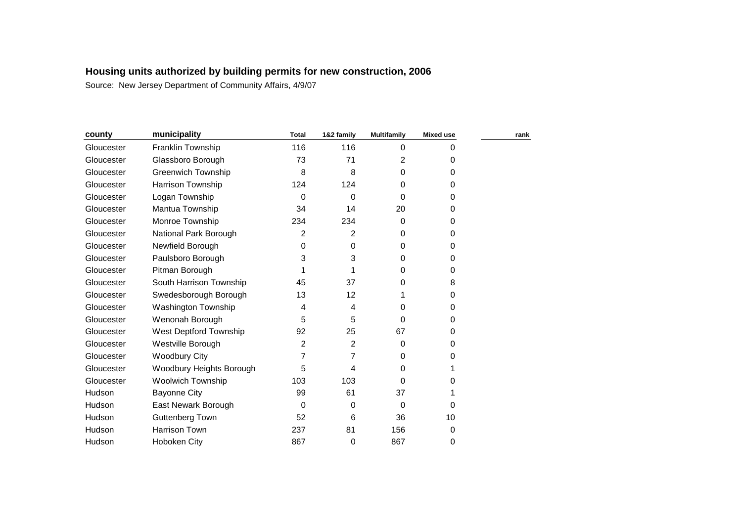**Housing units authorized by building permits for new construction, 2006**

Source: New Jersey Department of Community Affairs, 4/9/07

| county | municipality | Total | 1&2 family | Multifamily | Mixed use | rank |
|---|---|---|---|---|---|---|
| Gloucester | Franklin Township | 116 | 116 | 0 | 0 | |
| Gloucester | Glassboro Borough | 73 | 71 | 2 | 0 | |
| Gloucester | Greenwich Township | 8 | 8 | 0 | 0 | |
| Gloucester | Harrison Township | 124 | 124 | 0 | 0 | |
| Gloucester | Logan Township | 0 | 0 | 0 | 0 | |
| Gloucester | Mantua Township | 34 | 14 | 20 | 0 | |
| Gloucester | Monroe Township | 234 | 234 | 0 | 0 | |
| Gloucester | National Park Borough | 2 | 2 | 0 | 0 | |
| Gloucester | Newfield Borough | 0 | 0 | 0 | 0 | |
| Gloucester | Paulsboro Borough | 3 | 3 | 0 | 0 | |
| Gloucester | Pitman Borough | 1 | 1 | 0 | 0 | |
| Gloucester | South Harrison Township | 45 | 37 | 0 | 8 | |
| Gloucester | Swedesborough Borough | 13 | 12 | 1 | 0 | |
| Gloucester | Washington Township | 4 | 4 | 0 | 0 | |
| Gloucester | Wenonah Borough | 5 | 5 | 0 | 0 | |
| Gloucester | West Deptford Township | 92 | 25 | 67 | 0 | |
| Gloucester | Westville Borough | 2 | 2 | 0 | 0 | |
| Gloucester | Woodbury City | 7 | 7 | 0 | 0 | |
| Gloucester | Woodbury Heights Borough | 5 | 4 | 0 | 1 | |
| Gloucester | Woolwich Township | 103 | 103 | 0 | 0 | |
| Hudson | Bayonne City | 99 | 61 | 37 | 1 | |
| Hudson | East Newark Borough | 0 | 0 | 0 | 0 | |
| Hudson | Guttenberg Town | 52 | 6 | 36 | 10 | |
| Hudson | Harrison Town | 237 | 81 | 156 | 0 | |
| Hudson | Hoboken City | 867 | 0 | 867 | 0 | |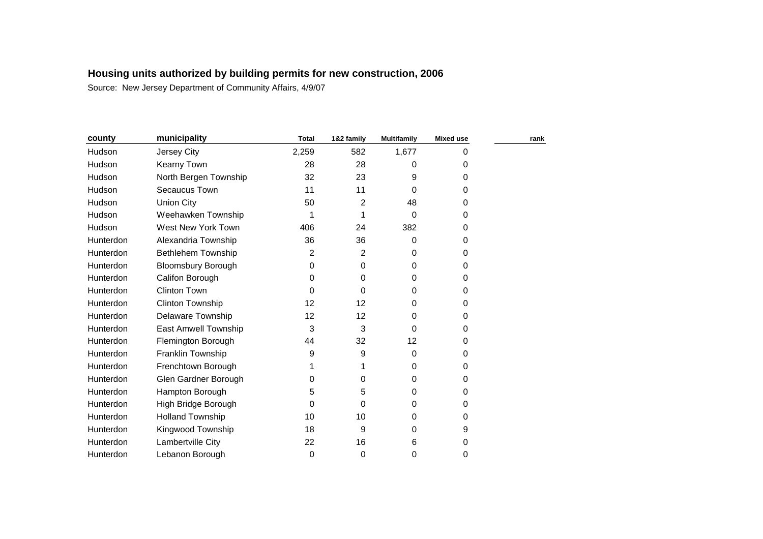**Housing units authorized by building permits for new construction, 2006**

Source: New Jersey Department of Community Affairs, 4/9/07

| county | municipality | Total | 1&2 family | Multifamily | Mixed use | rank |
|---|---|---|---|---|---|---|
| Hudson | Jersey City | 2,259 | 582 | 1,677 | 0 | |
| Hudson | Kearny Town | 28 | 28 | 0 | 0 | |
| Hudson | North Bergen Township | 32 | 23 | 9 | 0 | |
| Hudson | Secaucus Town | 11 | 11 | 0 | 0 | |
| Hudson | Union City | 50 | 2 | 48 | 0 | |
| Hudson | Weehawken Township | 1 | 1 | 0 | 0 | |
| Hudson | West New York Town | 406 | 24 | 382 | 0 | |
| Hunterdon | Alexandria Township | 36 | 36 | 0 | 0 | |
| Hunterdon | Bethlehem Township | 2 | 2 | 0 | 0 | |
| Hunterdon | Bloomsbury Borough | 0 | 0 | 0 | 0 | |
| Hunterdon | Califon Borough | 0 | 0 | 0 | 0 | |
| Hunterdon | Clinton Town | 0 | 0 | 0 | 0 | |
| Hunterdon | Clinton Township | 12 | 12 | 0 | 0 | |
| Hunterdon | Delaware Township | 12 | 12 | 0 | 0 | |
| Hunterdon | East Amwell Township | 3 | 3 | 0 | 0 | |
| Hunterdon | Flemington Borough | 44 | 32 | 12 | 0 | |
| Hunterdon | Franklin Township | 9 | 9 | 0 | 0 | |
| Hunterdon | Frenchtown Borough | 1 | 1 | 0 | 0 | |
| Hunterdon | Glen Gardner Borough | 0 | 0 | 0 | 0 | |
| Hunterdon | Hampton Borough | 5 | 5 | 0 | 0 | |
| Hunterdon | High Bridge Borough | 0 | 0 | 0 | 0 | |
| Hunterdon | Holland Township | 10 | 10 | 0 | 0 | |
| Hunterdon | Kingwood Township | 18 | 9 | 0 | 9 | |
| Hunterdon | Lambertville City | 22 | 16 | 6 | 0 | |
| Hunterdon | Lebanon Borough | 0 | 0 | 0 | 0 | |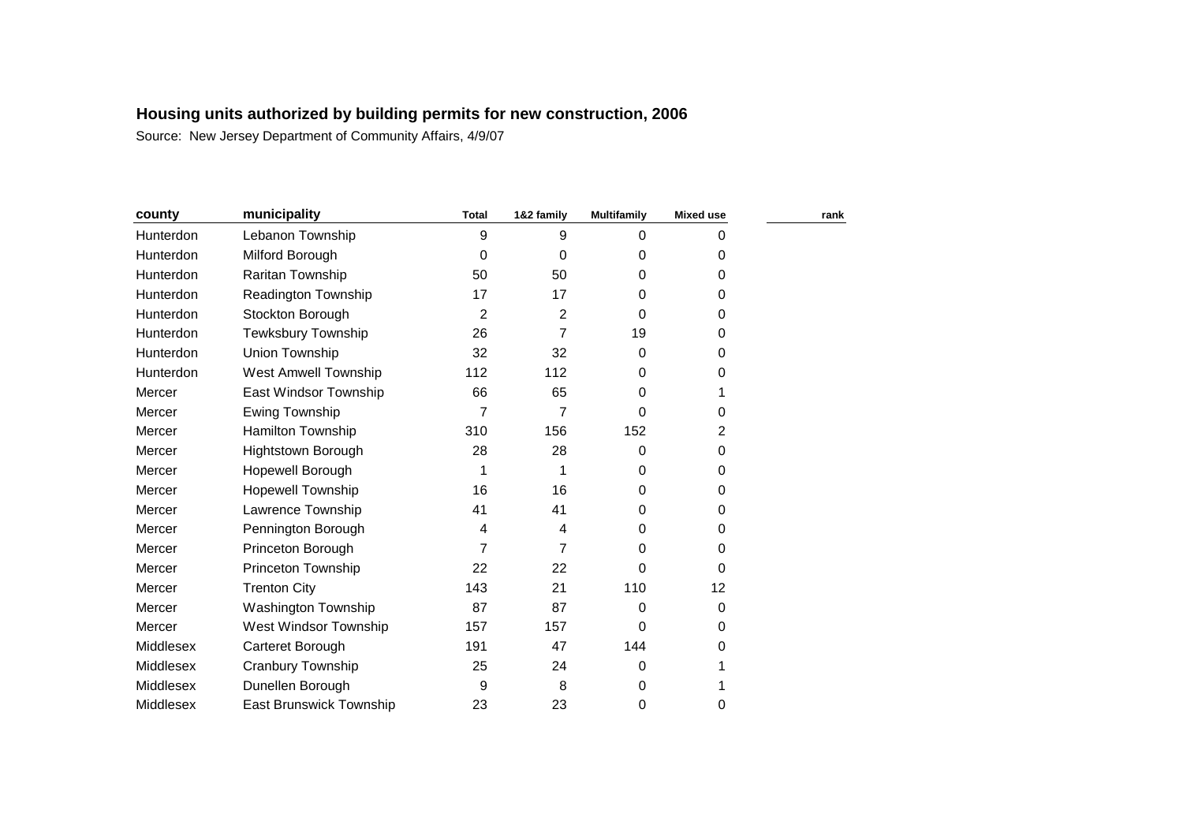# Housing units authorized by building permits for new construction, 2006

Source: New Jersey Department of Community Affairs, 4/9/07

| county | municipality | Total | 1&2 family | Multifamily | Mixed use | rank |
|---|---|---|---|---|---|---|
| Hunterdon | Lebanon Township | 9 | 9 | 0 | 0 | |
| Hunterdon | Milford Borough | 0 | 0 | 0 | 0 | |
| Hunterdon | Raritan Township | 50 | 50 | 0 | 0 | |
| Hunterdon | Readington Township | 17 | 17 | 0 | 0 | |
| Hunterdon | Stockton Borough | 2 | 2 | 0 | 0 | |
| Hunterdon | Tewksbury Township | 26 | 7 | 19 | 0 | |
| Hunterdon | Union Township | 32 | 32 | 0 | 0 | |
| Hunterdon | West Amwell Township | 112 | 112 | 0 | 0 | |
| Mercer | East Windsor Township | 66 | 65 | 0 | 1 | |
| Mercer | Ewing Township | 7 | 7 | 0 | 0 | |
| Mercer | Hamilton Township | 310 | 156 | 152 | 2 | |
| Mercer | Hightstown Borough | 28 | 28 | 0 | 0 | |
| Mercer | Hopewell Borough | 1 | 1 | 0 | 0 | |
| Mercer | Hopewell Township | 16 | 16 | 0 | 0 | |
| Mercer | Lawrence Township | 41 | 41 | 0 | 0 | |
| Mercer | Pennington Borough | 4 | 4 | 0 | 0 | |
| Mercer | Princeton Borough | 7 | 7 | 0 | 0 | |
| Mercer | Princeton Township | 22 | 22 | 0 | 0 | |
| Mercer | Trenton City | 143 | 21 | 110 | 12 | |
| Mercer | Washington Township | 87 | 87 | 0 | 0 | |
| Mercer | West Windsor Township | 157 | 157 | 0 | 0 | |
| Middlesex | Carteret Borough | 191 | 47 | 144 | 0 | |
| Middlesex | Cranbury Township | 25 | 24 | 0 | 1 | |
| Middlesex | Dunellen Borough | 9 | 8 | 0 | 1 | |
| Middlesex | East Brunswick Township | 23 | 23 | 0 | 0 | |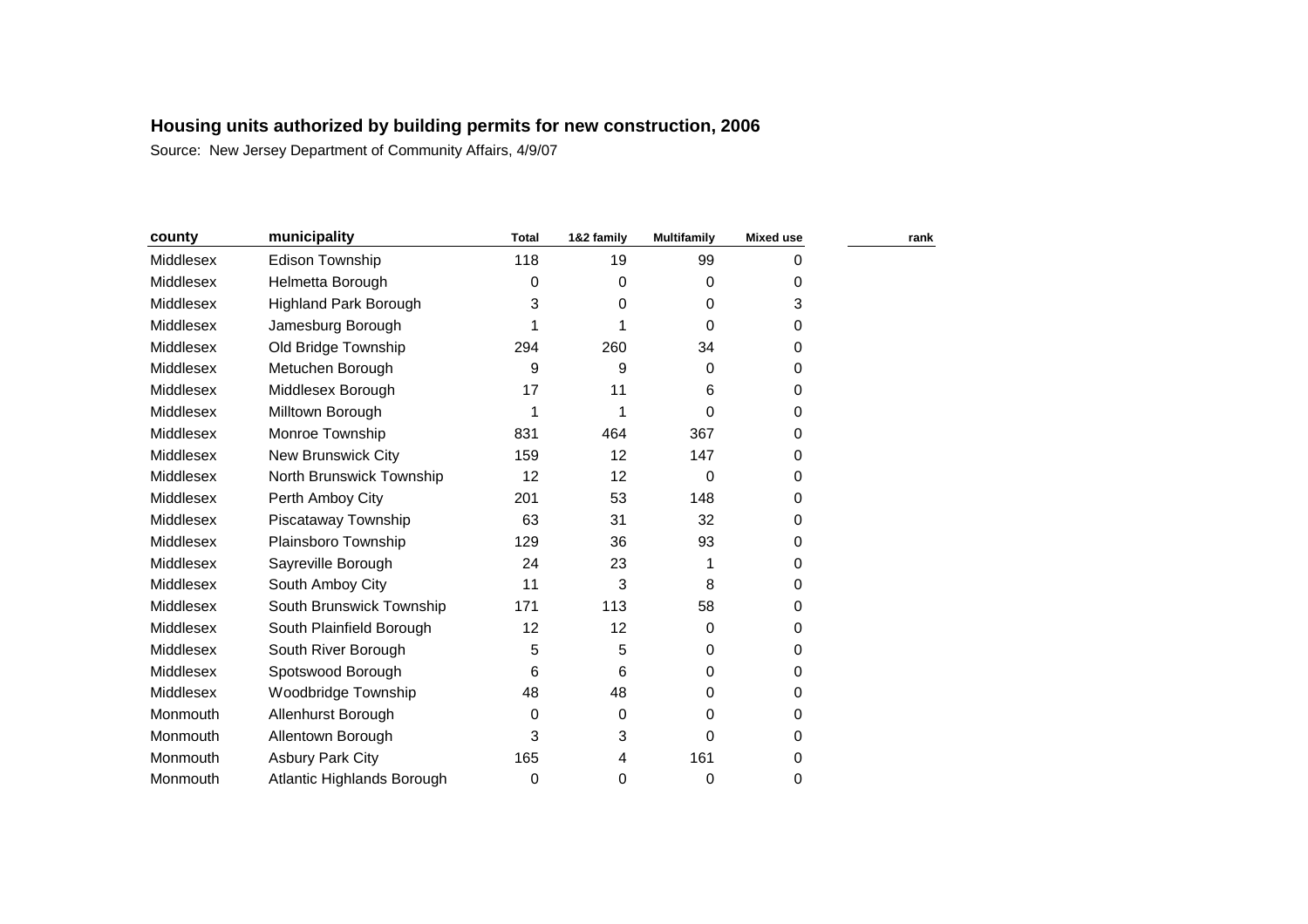**Housing units authorized by building permits for new construction, 2006**

Source: New Jersey Department of Community Affairs, 4/9/07

| county | municipality | Total | 1&2 family | Multifamily | Mixed use | rank |
|---|---|---|---|---|---|---|
| Middlesex | Edison Township | 118 | 19 | 99 | 0 | |
| Middlesex | Helmetta Borough | 0 | 0 | 0 | 0 | |
| Middlesex | Highland Park Borough | 3 | 0 | 0 | 3 | |
| Middlesex | Jamesburg Borough | 1 | 1 | 0 | 0 | |
| Middlesex | Old Bridge Township | 294 | 260 | 34 | 0 | |
| Middlesex | Metuchen Borough | 9 | 9 | 0 | 0 | |
| Middlesex | Middlesex Borough | 17 | 11 | 6 | 0 | |
| Middlesex | Milltown Borough | 1 | 1 | 0 | 0 | |
| Middlesex | Monroe Township | 831 | 464 | 367 | 0 | |
| Middlesex | New Brunswick City | 159 | 12 | 147 | 0 | |
| Middlesex | North Brunswick Township | 12 | 12 | 0 | 0 | |
| Middlesex | Perth Amboy City | 201 | 53 | 148 | 0 | |
| Middlesex | Piscataway Township | 63 | 31 | 32 | 0 | |
| Middlesex | Plainsboro Township | 129 | 36 | 93 | 0 | |
| Middlesex | Sayreville Borough | 24 | 23 | 1 | 0 | |
| Middlesex | South Amboy City | 11 | 3 | 8 | 0 | |
| Middlesex | South Brunswick Township | 171 | 113 | 58 | 0 | |
| Middlesex | South Plainfield Borough | 12 | 12 | 0 | 0 | |
| Middlesex | South River Borough | 5 | 5 | 0 | 0 | |
| Middlesex | Spotswood Borough | 6 | 6 | 0 | 0 | |
| Middlesex | Woodbridge Township | 48 | 48 | 0 | 0 | |
| Monmouth | Allenhurst Borough | 0 | 0 | 0 | 0 | |
| Monmouth | Allentown Borough | 3 | 3 | 0 | 0 | |
| Monmouth | Asbury Park City | 165 | 4 | 161 | 0 | |
| Monmouth | Atlantic Highlands Borough | 0 | 0 | 0 | 0 | |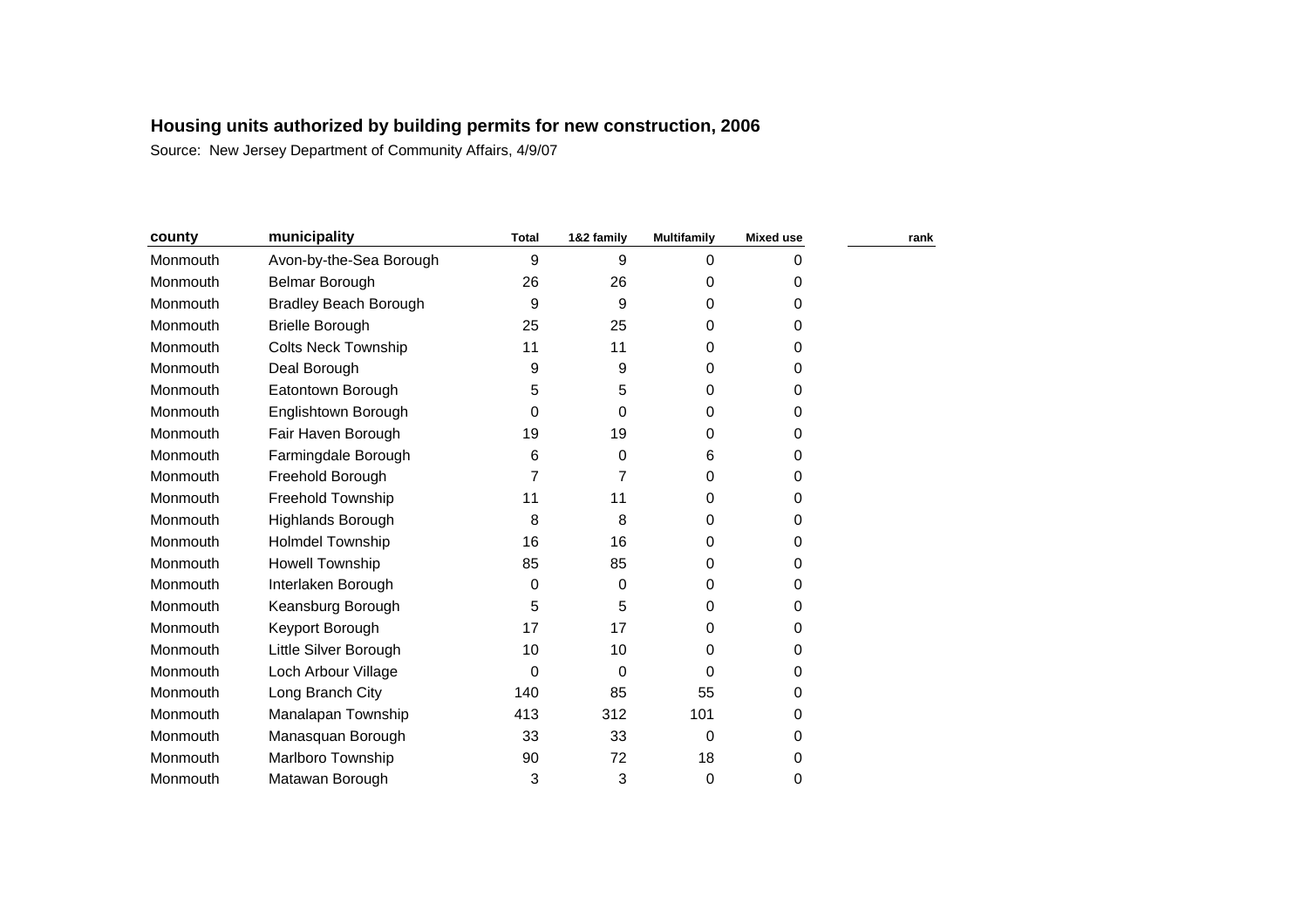## Housing units authorized by building permits for new construction, 2006

Source: New Jersey Department of Community Affairs, 4/9/07

| county | municipality | Total | 1&2 family | Multifamily | Mixed use | rank |
|---|---|---|---|---|---|---|
| Monmouth | Avon-by-the-Sea Borough | 9 | 9 | 0 | 0 | |
| Monmouth | Belmar Borough | 26 | 26 | 0 | 0 | |
| Monmouth | Bradley Beach Borough | 9 | 9 | 0 | 0 | |
| Monmouth | Brielle Borough | 25 | 25 | 0 | 0 | |
| Monmouth | Colts Neck Township | 11 | 11 | 0 | 0 | |
| Monmouth | Deal Borough | 9 | 9 | 0 | 0 | |
| Monmouth | Eatontown Borough | 5 | 5 | 0 | 0 | |
| Monmouth | Englishtown Borough | 0 | 0 | 0 | 0 | |
| Monmouth | Fair Haven Borough | 19 | 19 | 0 | 0 | |
| Monmouth | Farmingdale Borough | 6 | 0 | 6 | 0 | |
| Monmouth | Freehold Borough | 7 | 7 | 0 | 0 | |
| Monmouth | Freehold Township | 11 | 11 | 0 | 0 | |
| Monmouth | Highlands Borough | 8 | 8 | 0 | 0 | |
| Monmouth | Holmdel Township | 16 | 16 | 0 | 0 | |
| Monmouth | Howell Township | 85 | 85 | 0 | 0 | |
| Monmouth | Interlaken Borough | 0 | 0 | 0 | 0 | |
| Monmouth | Keansburg Borough | 5 | 5 | 0 | 0 | |
| Monmouth | Keyport Borough | 17 | 17 | 0 | 0 | |
| Monmouth | Little Silver Borough | 10 | 10 | 0 | 0 | |
| Monmouth | Loch Arbour Village | 0 | 0 | 0 | 0 | |
| Monmouth | Long Branch City | 140 | 85 | 55 | 0 | |
| Monmouth | Manalapan Township | 413 | 312 | 101 | 0 | |
| Monmouth | Manasquan Borough | 33 | 33 | 0 | 0 | |
| Monmouth | Marlboro Township | 90 | 72 | 18 | 0 | |
| Monmouth | Matawan Borough | 3 | 3 | 0 | 0 | |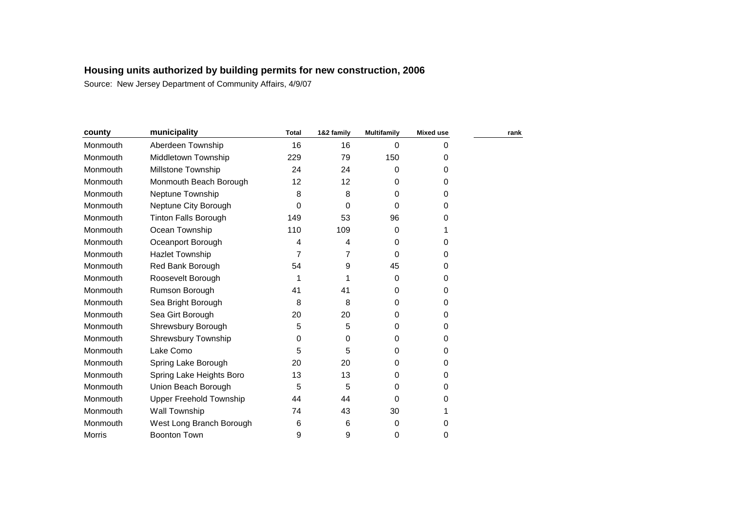## Housing units authorized by building permits for new construction, 2006

Source: New Jersey Department of Community Affairs, 4/9/07

| county | municipality | Total | 1&2 family | Multifamily | Mixed use | rank |
|---|---|---|---|---|---|---|
| Monmouth | Aberdeen Township | 16 | 16 | 0 | 0 | |
| Monmouth | Middletown Township | 229 | 79 | 150 | 0 | |
| Monmouth | Millstone Township | 24 | 24 | 0 | 0 | |
| Monmouth | Monmouth Beach Borough | 12 | 12 | 0 | 0 | |
| Monmouth | Neptune Township | 8 | 8 | 0 | 0 | |
| Monmouth | Neptune City Borough | 0 | 0 | 0 | 0 | |
| Monmouth | Tinton Falls Borough | 149 | 53 | 96 | 0 | |
| Monmouth | Ocean Township | 110 | 109 | 0 | 1 | |
| Monmouth | Oceanport Borough | 4 | 4 | 0 | 0 | |
| Monmouth | Hazlet Township | 7 | 7 | 0 | 0 | |
| Monmouth | Red Bank Borough | 54 | 9 | 45 | 0 | |
| Monmouth | Roosevelt Borough | 1 | 1 | 0 | 0 | |
| Monmouth | Rumson Borough | 41 | 41 | 0 | 0 | |
| Monmouth | Sea Bright Borough | 8 | 8 | 0 | 0 | |
| Monmouth | Sea Girt Borough | 20 | 20 | 0 | 0 | |
| Monmouth | Shrewsbury Borough | 5 | 5 | 0 | 0 | |
| Monmouth | Shrewsbury Township | 0 | 0 | 0 | 0 | |
| Monmouth | Lake Como | 5 | 5 | 0 | 0 | |
| Monmouth | Spring Lake Borough | 20 | 20 | 0 | 0 | |
| Monmouth | Spring Lake Heights Boro | 13 | 13 | 0 | 0 | |
| Monmouth | Union Beach Borough | 5 | 5 | 0 | 0 | |
| Monmouth | Upper Freehold Township | 44 | 44 | 0 | 0 | |
| Monmouth | Wall Township | 74 | 43 | 30 | 1 | |
| Monmouth | West Long Branch Borough | 6 | 6 | 0 | 0 | |
| Morris | Boonton Town | 9 | 9 | 0 | 0 | |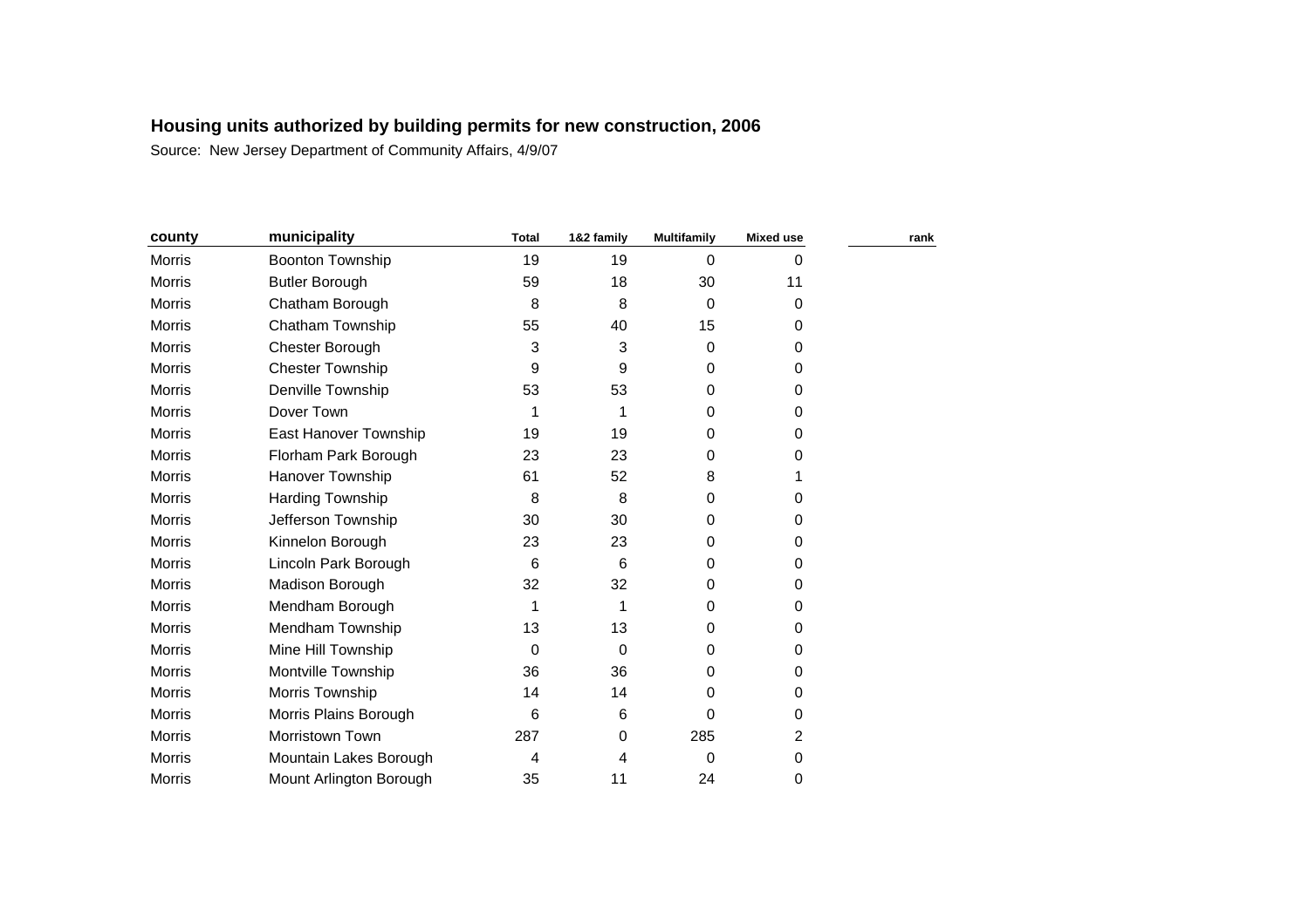# Housing units authorized by building permits for new construction, 2006

Source: New Jersey Department of Community Affairs, 4/9/07

| county | municipality | Total | 1&2 family | Multifamily | Mixed use | rank |
|---|---|---|---|---|---|---|
| Morris | Boonton Township | 19 | 19 | 0 | 0 | |
| Morris | Butler Borough | 59 | 18 | 30 | 11 | |
| Morris | Chatham Borough | 8 | 8 | 0 | 0 | |
| Morris | Chatham Township | 55 | 40 | 15 | 0 | |
| Morris | Chester Borough | 3 | 3 | 0 | 0 | |
| Morris | Chester Township | 9 | 9 | 0 | 0 | |
| Morris | Denville Township | 53 | 53 | 0 | 0 | |
| Morris | Dover Town | 1 | 1 | 0 | 0 | |
| Morris | East Hanover Township | 19 | 19 | 0 | 0 | |
| Morris | Florham Park Borough | 23 | 23 | 0 | 0 | |
| Morris | Hanover Township | 61 | 52 | 8 | 1 | |
| Morris | Harding Township | 8 | 8 | 0 | 0 | |
| Morris | Jefferson Township | 30 | 30 | 0 | 0 | |
| Morris | Kinnelon Borough | 23 | 23 | 0 | 0 | |
| Morris | Lincoln Park Borough | 6 | 6 | 0 | 0 | |
| Morris | Madison Borough | 32 | 32 | 0 | 0 | |
| Morris | Mendham Borough | 1 | 1 | 0 | 0 | |
| Morris | Mendham Township | 13 | 13 | 0 | 0 | |
| Morris | Mine Hill Township | 0 | 0 | 0 | 0 | |
| Morris | Montville Township | 36 | 36 | 0 | 0 | |
| Morris | Morris Township | 14 | 14 | 0 | 0 | |
| Morris | Morris Plains Borough | 6 | 6 | 0 | 0 | |
| Morris | Morristown Town | 287 | 0 | 285 | 2 | |
| Morris | Mountain Lakes Borough | 4 | 4 | 0 | 0 | |
| Morris | Mount Arlington Borough | 35 | 11 | 24 | 0 | |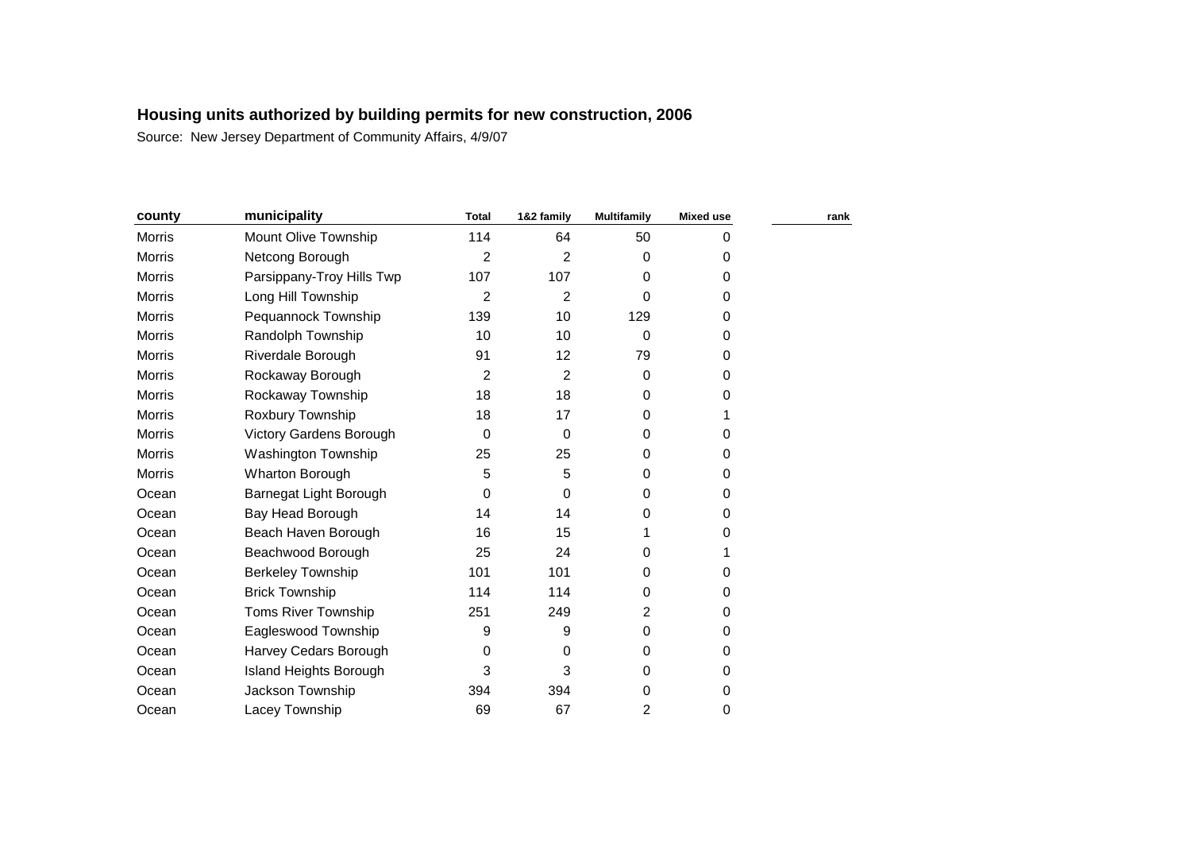**Housing units authorized by building permits for new construction, 2006**

Source: New Jersey Department of Community Affairs, 4/9/07

| county | municipality | Total | 1&2 family | Multifamily | Mixed use | rank |
|---|---|---|---|---|---|---|
| Morris | Mount Olive Township | 114 | 64 | 50 | 0 | |
| Morris | Netcong Borough | 2 | 2 | 0 | 0 | |
| Morris | Parsippany-Troy Hills Twp | 107 | 107 | 0 | 0 | |
| Morris | Long Hill Township | 2 | 2 | 0 | 0 | |
| Morris | Pequannock Township | 139 | 10 | 129 | 0 | |
| Morris | Randolph Township | 10 | 10 | 0 | 0 | |
| Morris | Riverdale Borough | 91 | 12 | 79 | 0 | |
| Morris | Rockaway Borough | 2 | 2 | 0 | 0 | |
| Morris | Rockaway Township | 18 | 18 | 0 | 0 | |
| Morris | Roxbury Township | 18 | 17 | 0 | 1 | |
| Morris | Victory Gardens Borough | 0 | 0 | 0 | 0 | |
| Morris | Washington Township | 25 | 25 | 0 | 0 | |
| Morris | Wharton Borough | 5 | 5 | 0 | 0 | |
| Ocean | Barnegat Light Borough | 0 | 0 | 0 | 0 | |
| Ocean | Bay Head Borough | 14 | 14 | 0 | 0 | |
| Ocean | Beach Haven Borough | 16 | 15 | 1 | 0 | |
| Ocean | Beachwood Borough | 25 | 24 | 0 | 1 | |
| Ocean | Berkeley Township | 101 | 101 | 0 | 0 | |
| Ocean | Brick Township | 114 | 114 | 0 | 0 | |
| Ocean | Toms River Township | 251 | 249 | 2 | 0 | |
| Ocean | Eagleswood Township | 9 | 9 | 0 | 0 | |
| Ocean | Harvey Cedars Borough | 0 | 0 | 0 | 0 | |
| Ocean | Island Heights Borough | 3 | 3 | 0 | 0 | |
| Ocean | Jackson Township | 394 | 394 | 0 | 0 | |
| Ocean | Lacey Township | 69 | 67 | 2 | 0 | |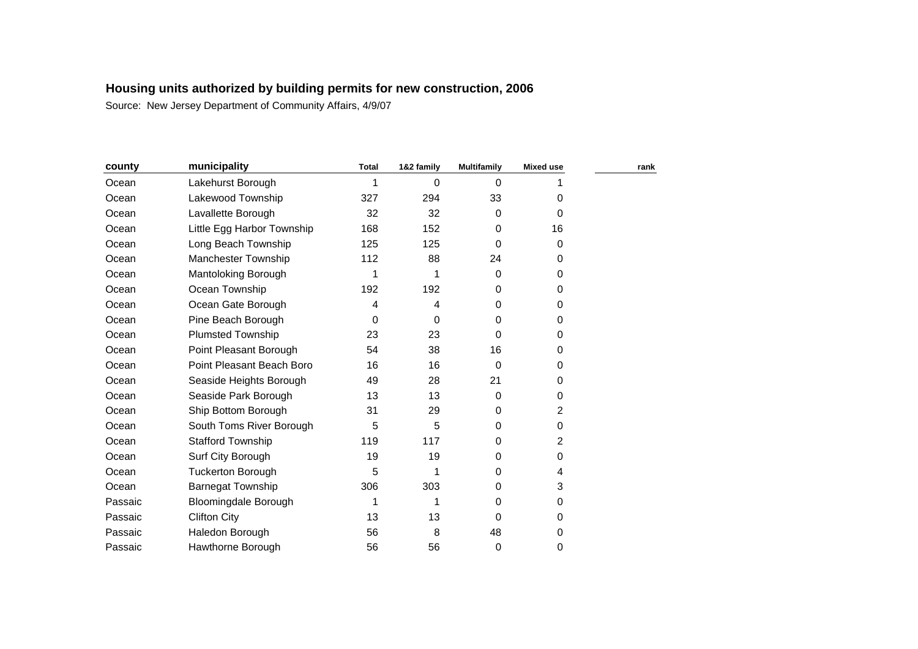**Housing units authorized by building permits for new construction, 2006**

Source: New Jersey Department of Community Affairs, 4/9/07

| county | municipality | Total | 1&2 family | Multifamily | Mixed use | rank |
|---|---|---|---|---|---|---|
| Ocean | Lakehurst Borough | 1 | 0 | 0 | 1 | |
| Ocean | Lakewood Township | 327 | 294 | 33 | 0 | |
| Ocean | Lavallette Borough | 32 | 32 | 0 | 0 | |
| Ocean | Little Egg Harbor Township | 168 | 152 | 0 | 16 | |
| Ocean | Long Beach Township | 125 | 125 | 0 | 0 | |
| Ocean | Manchester Township | 112 | 88 | 24 | 0 | |
| Ocean | Mantoloking Borough | 1 | 1 | 0 | 0 | |
| Ocean | Ocean Township | 192 | 192 | 0 | 0 | |
| Ocean | Ocean Gate Borough | 4 | 4 | 0 | 0 | |
| Ocean | Pine Beach Borough | 0 | 0 | 0 | 0 | |
| Ocean | Plumsted Township | 23 | 23 | 0 | 0 | |
| Ocean | Point Pleasant Borough | 54 | 38 | 16 | 0 | |
| Ocean | Point Pleasant Beach Boro | 16 | 16 | 0 | 0 | |
| Ocean | Seaside Heights Borough | 49 | 28 | 21 | 0 | |
| Ocean | Seaside Park Borough | 13 | 13 | 0 | 0 | |
| Ocean | Ship Bottom Borough | 31 | 29 | 0 | 2 | |
| Ocean | South Toms River Borough | 5 | 5 | 0 | 0 | |
| Ocean | Stafford Township | 119 | 117 | 0 | 2 | |
| Ocean | Surf City Borough | 19 | 19 | 0 | 0 | |
| Ocean | Tuckerton Borough | 5 | 1 | 0 | 4 | |
| Ocean | Barnegat Township | 306 | 303 | 0 | 3 | |
| Passaic | Bloomingdale Borough | 1 | 1 | 0 | 0 | |
| Passaic | Clifton City | 13 | 13 | 0 | 0 | |
| Passaic | Haledon Borough | 56 | 8 | 48 | 0 | |
| Passaic | Hawthorne Borough | 56 | 56 | 0 | 0 | |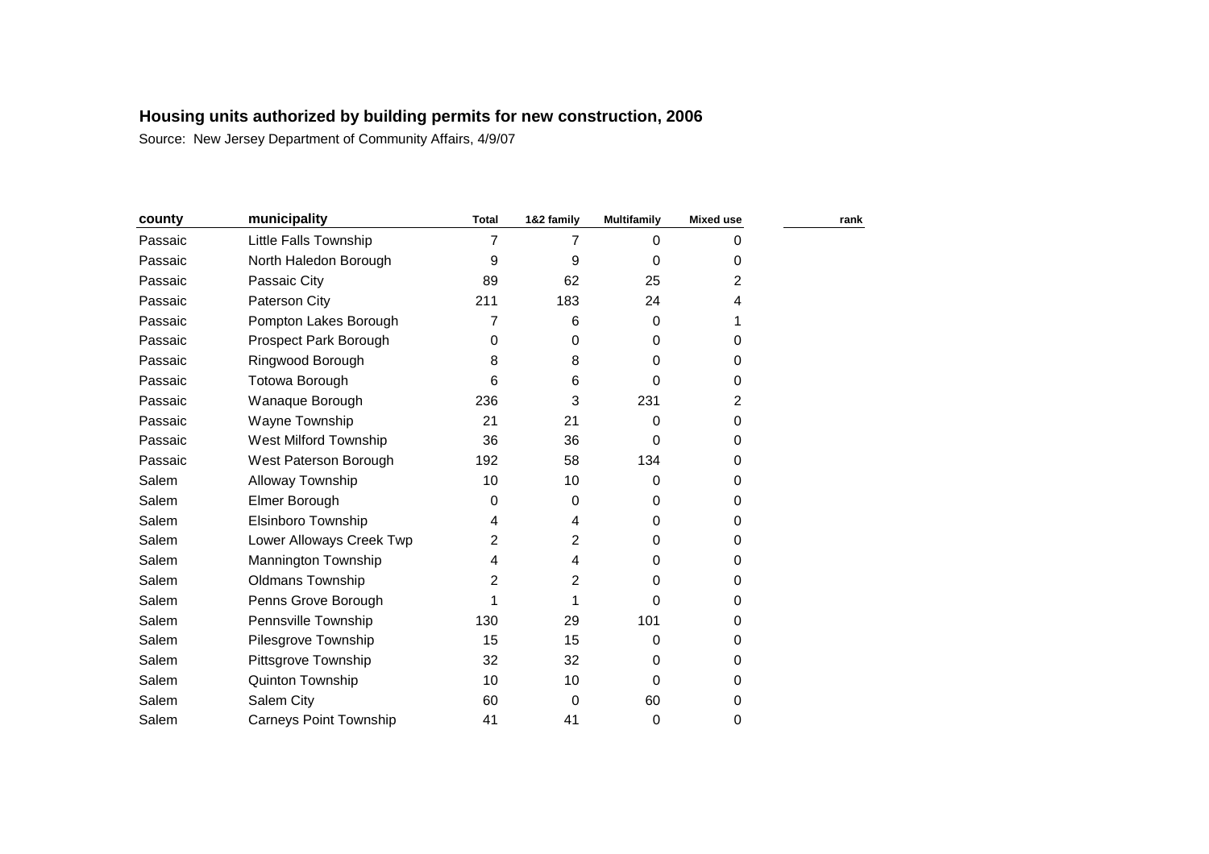# Housing units authorized by building permits for new construction, 2006

Source: New Jersey Department of Community Affairs, 4/9/07

| county | municipality | Total | 1&2 family | Multifamily | Mixed use | rank |
|---|---|---|---|---|---|---|
| Passaic | Little Falls Township | 7 | 7 | 0 | 0 | |
| Passaic | North Haledon Borough | 9 | 9 | 0 | 0 | |
| Passaic | Passaic City | 89 | 62 | 25 | 2 | |
| Passaic | Paterson City | 211 | 183 | 24 | 4 | |
| Passaic | Pompton Lakes Borough | 7 | 6 | 0 | 1 | |
| Passaic | Prospect Park Borough | 0 | 0 | 0 | 0 | |
| Passaic | Ringwood Borough | 8 | 8 | 0 | 0 | |
| Passaic | Totowa Borough | 6 | 6 | 0 | 0 | |
| Passaic | Wanaque Borough | 236 | 3 | 231 | 2 | |
| Passaic | Wayne Township | 21 | 21 | 0 | 0 | |
| Passaic | West Milford Township | 36 | 36 | 0 | 0 | |
| Passaic | West Paterson Borough | 192 | 58 | 134 | 0 | |
| Salem | Alloway Township | 10 | 10 | 0 | 0 | |
| Salem | Elmer Borough | 0 | 0 | 0 | 0 | |
| Salem | Elsinboro Township | 4 | 4 | 0 | 0 | |
| Salem | Lower Alloways Creek Twp | 2 | 2 | 0 | 0 | |
| Salem | Mannington Township | 4 | 4 | 0 | 0 | |
| Salem | Oldmans Township | 2 | 2 | 0 | 0 | |
| Salem | Penns Grove Borough | 1 | 1 | 0 | 0 | |
| Salem | Pennsville Township | 130 | 29 | 101 | 0 | |
| Salem | Pilesgrove Township | 15 | 15 | 0 | 0 | |
| Salem | Pittsgrove Township | 32 | 32 | 0 | 0 | |
| Salem | Quinton Township | 10 | 10 | 0 | 0 | |
| Salem | Salem City | 60 | 0 | 60 | 0 | |
| Salem | Carneys Point Township | 41 | 41 | 0 | 0 | |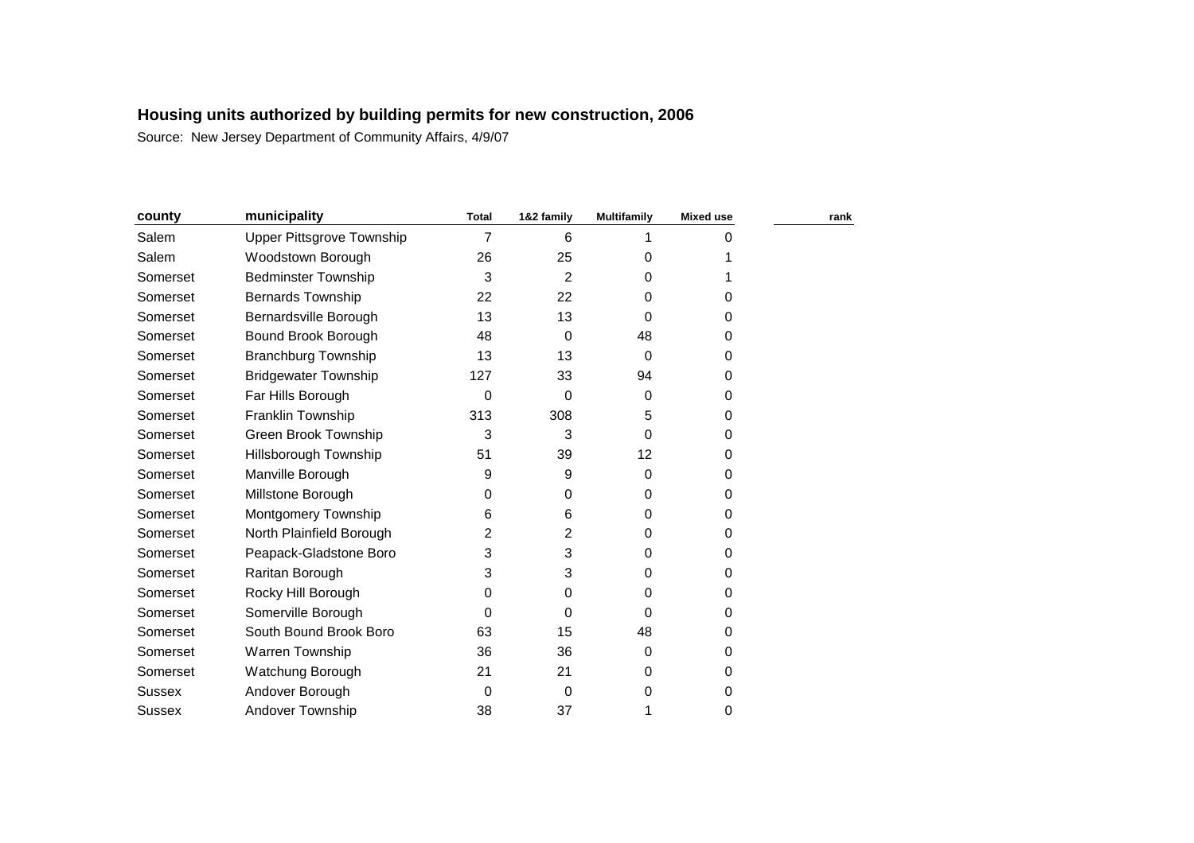## Housing units authorized by building permits for new construction, 2006

Source: New Jersey Department of Community Affairs, 4/9/07

| county | municipality | Total | 1&2 family | Multifamily | Mixed use | rank |
|---|---|---|---|---|---|---|
| Salem | Upper Pittsgrove Township | 7 | 6 | 1 | 0 | |
| Salem | Woodstown Borough | 26 | 25 | 0 | 1 | |
| Somerset | Bedminster Township | 3 | 2 | 0 | 1 | |
| Somerset | Bernards Township | 22 | 22 | 0 | 0 | |
| Somerset | Bernardsville Borough | 13 | 13 | 0 | 0 | |
| Somerset | Bound Brook Borough | 48 | 0 | 48 | 0 | |
| Somerset | Branchburg Township | 13 | 13 | 0 | 0 | |
| Somerset | Bridgewater Township | 127 | 33 | 94 | 0 | |
| Somerset | Far Hills Borough | 0 | 0 | 0 | 0 | |
| Somerset | Franklin Township | 313 | 308 | 5 | 0 | |
| Somerset | Green Brook Township | 3 | 3 | 0 | 0 | |
| Somerset | Hillsborough Township | 51 | 39 | 12 | 0 | |
| Somerset | Manville Borough | 9 | 9 | 0 | 0 | |
| Somerset | Millstone Borough | 0 | 0 | 0 | 0 | |
| Somerset | Montgomery Township | 6 | 6 | 0 | 0 | |
| Somerset | North Plainfield Borough | 2 | 2 | 0 | 0 | |
| Somerset | Peapack-Gladstone Boro | 3 | 3 | 0 | 0 | |
| Somerset | Raritan Borough | 3 | 3 | 0 | 0 | |
| Somerset | Rocky Hill Borough | 0 | 0 | 0 | 0 | |
| Somerset | Somerville Borough | 0 | 0 | 0 | 0 | |
| Somerset | South Bound Brook Boro | 63 | 15 | 48 | 0 | |
| Somerset | Warren Township | 36 | 36 | 0 | 0 | |
| Somerset | Watchung Borough | 21 | 21 | 0 | 0 | |
| Sussex | Andover Borough | 0 | 0 | 0 | 0 | |
| Sussex | Andover Township | 38 | 37 | 1 | 0 | |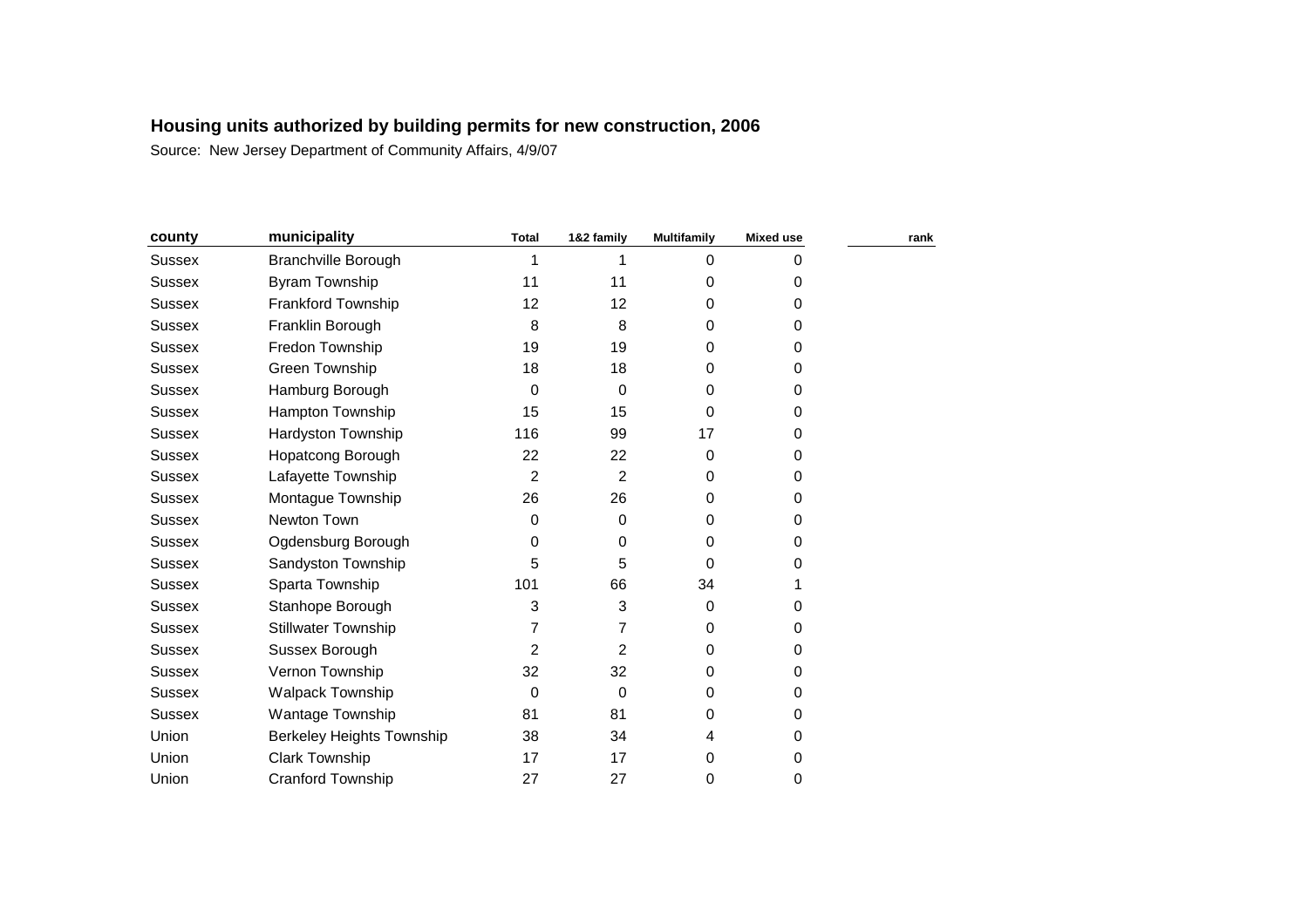**Housing units authorized by building permits for new construction, 2006**

Source: New Jersey Department of Community Affairs, 4/9/07

| county | municipality | Total | 1&2 family | Multifamily | Mixed use | rank |
|---|---|---|---|---|---|---|
| Sussex | Branchville Borough | 1 | 1 | 0 | 0 | |
| Sussex | Byram Township | 11 | 11 | 0 | 0 | |
| Sussex | Frankford Township | 12 | 12 | 0 | 0 | |
| Sussex | Franklin Borough | 8 | 8 | 0 | 0 | |
| Sussex | Fredon Township | 19 | 19 | 0 | 0 | |
| Sussex | Green Township | 18 | 18 | 0 | 0 | |
| Sussex | Hamburg Borough | 0 | 0 | 0 | 0 | |
| Sussex | Hampton Township | 15 | 15 | 0 | 0 | |
| Sussex | Hardyston Township | 116 | 99 | 17 | 0 | |
| Sussex | Hopatcong Borough | 22 | 22 | 0 | 0 | |
| Sussex | Lafayette Township | 2 | 2 | 0 | 0 | |
| Sussex | Montague Township | 26 | 26 | 0 | 0 | |
| Sussex | Newton Town | 0 | 0 | 0 | 0 | |
| Sussex | Ogdensburg Borough | 0 | 0 | 0 | 0 | |
| Sussex | Sandyston Township | 5 | 5 | 0 | 0 | |
| Sussex | Sparta Township | 101 | 66 | 34 | 1 | |
| Sussex | Stanhope Borough | 3 | 3 | 0 | 0 | |
| Sussex | Stillwater Township | 7 | 7 | 0 | 0 | |
| Sussex | Sussex Borough | 2 | 2 | 0 | 0 | |
| Sussex | Vernon Township | 32 | 32 | 0 | 0 | |
| Sussex | Walpack Township | 0 | 0 | 0 | 0 | |
| Sussex | Wantage Township | 81 | 81 | 0 | 0 | |
| Union | Berkeley Heights Township | 38 | 34 | 4 | 0 | |
| Union | Clark Township | 17 | 17 | 0 | 0 | |
| Union | Cranford Township | 27 | 27 | 0 | 0 | |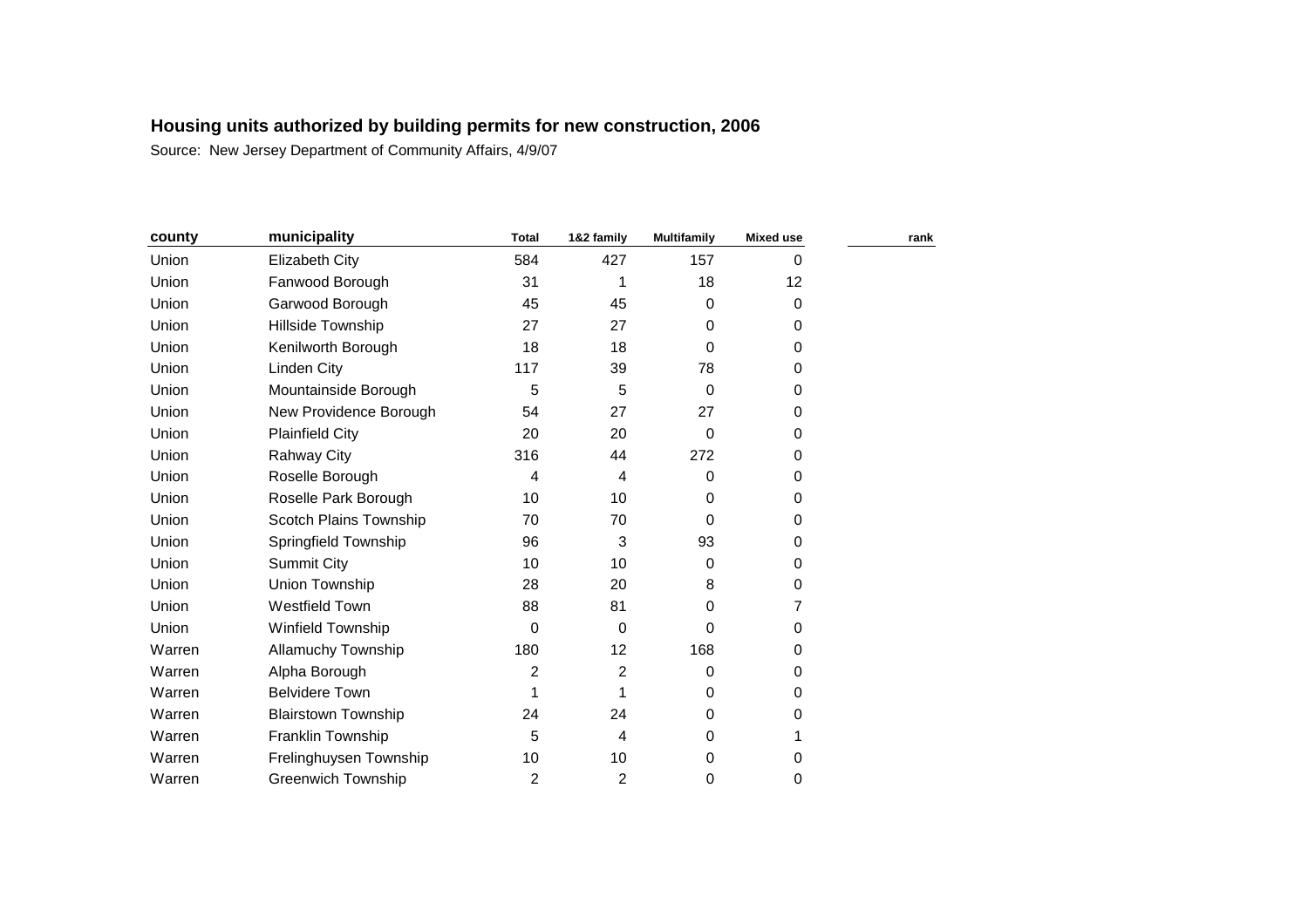## Housing units authorized by building permits for new construction, 2006

Source: New Jersey Department of Community Affairs, 4/9/07

| county | municipality | Total | 1&2 family | Multifamily | Mixed use | rank |
|---|---|---|---|---|---|---|
| Union | Elizabeth City | 584 | 427 | 157 | 0 | |
| Union | Fanwood Borough | 31 | 1 | 18 | 12 | |
| Union | Garwood Borough | 45 | 45 | 0 | 0 | |
| Union | Hillside Township | 27 | 27 | 0 | 0 | |
| Union | Kenilworth Borough | 18 | 18 | 0 | 0 | |
| Union | Linden City | 117 | 39 | 78 | 0 | |
| Union | Mountainside Borough | 5 | 5 | 0 | 0 | |
| Union | New Providence Borough | 54 | 27 | 27 | 0 | |
| Union | Plainfield City | 20 | 20 | 0 | 0 | |
| Union | Rahway City | 316 | 44 | 272 | 0 | |
| Union | Roselle Borough | 4 | 4 | 0 | 0 | |
| Union | Roselle Park Borough | 10 | 10 | 0 | 0 | |
| Union | Scotch Plains Township | 70 | 70 | 0 | 0 | |
| Union | Springfield Township | 96 | 3 | 93 | 0 | |
| Union | Summit City | 10 | 10 | 0 | 0 | |
| Union | Union Township | 28 | 20 | 8 | 0 | |
| Union | Westfield Town | 88 | 81 | 0 | 7 | |
| Union | Winfield Township | 0 | 0 | 0 | 0 | |
| Warren | Allamuchy Township | 180 | 12 | 168 | 0 | |
| Warren | Alpha Borough | 2 | 2 | 0 | 0 | |
| Warren | Belvidere Town | 1 | 1 | 0 | 0 | |
| Warren | Blairstown Township | 24 | 24 | 0 | 0 | |
| Warren | Franklin Township | 5 | 4 | 0 | 1 | |
| Warren | Frelinghuysen Township | 10 | 10 | 0 | 0 | |
| Warren | Greenwich Township | 2 | 2 | 0 | 0 | |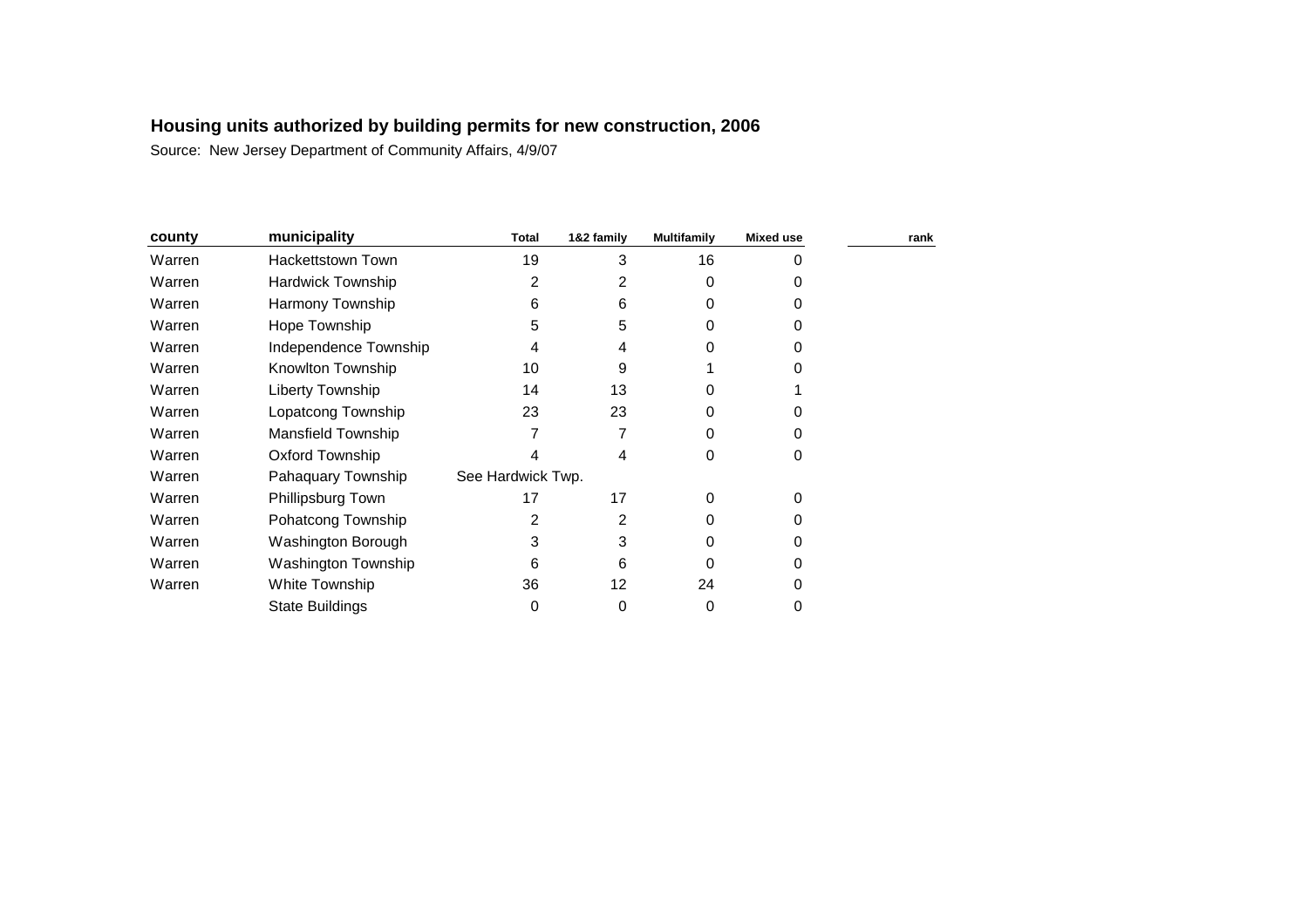**Housing units authorized by building permits for new construction, 2006**

Source: New Jersey Department of Community Affairs, 4/9/07

| county | municipality | Total | 1&2 family | Multifamily | Mixed use | rank |
|---|---|---|---|---|---|---|
| Warren | Hackettstown Town | 19 | 3 | 16 | 0 | |
| Warren | Hardwick Township | 2 | 2 | 0 | 0 | |
| Warren | Harmony Township | 6 | 6 | 0 | 0 | |
| Warren | Hope Township | 5 | 5 | 0 | 0 | |
| Warren | Independence Township | 4 | 4 | 0 | 0 | |
| Warren | Knowlton Township | 10 | 9 | 1 | 0 | |
| Warren | Liberty Township | 14 | 13 | 0 | 1 | |
| Warren | Lopatcong Township | 23 | 23 | 0 | 0 | |
| Warren | Mansfield Township | 7 | 7 | 0 | 0 | |
| Warren | Oxford Township | 4 | 4 | 0 | 0 | |
| Warren | Pahaquary Township | See Hardwick Twp. | | | | |
| Warren | Phillipsburg Town | 17 | 17 | 0 | 0 | |
| Warren | Pohatcong Township | 2 | 2 | 0 | 0 | |
| Warren | Washington Borough | 3 | 3 | 0 | 0 | |
| Warren | Washington Township | 6 | 6 | 0 | 0 | |
| Warren | White Township | 36 | 12 | 24 | 0 | |
| | State Buildings | 0 | 0 | 0 | 0 | |